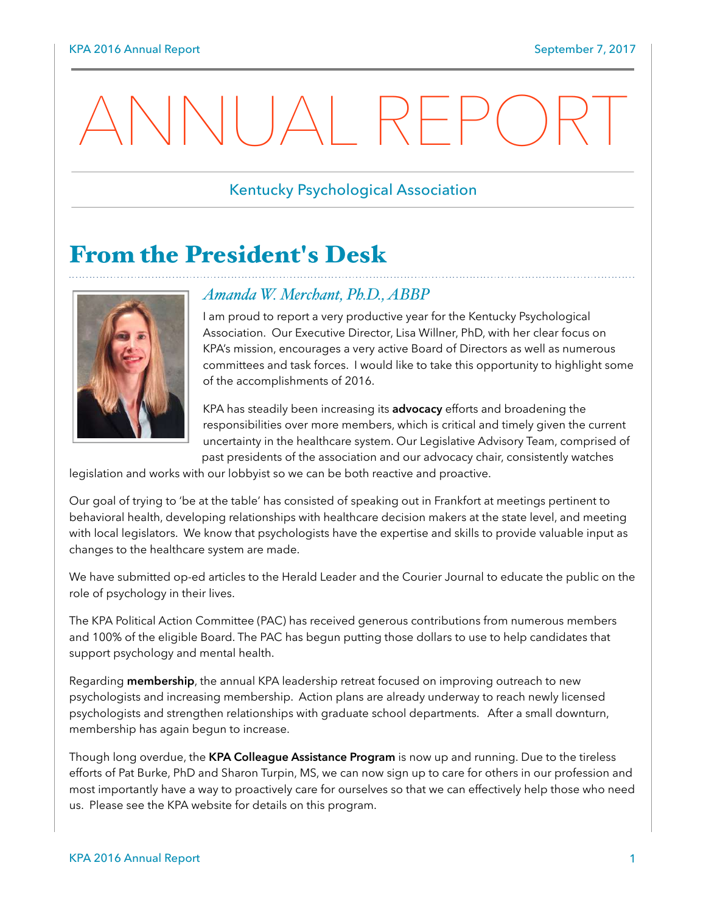# ANNUAL REPORT

Kentucky Psychological Association

## From the President's Desk

### *Amanda W. Merchant, Ph.D., ABBP*

I am proud to report a very productive year for the Kentucky Psychological Association. Our Executive Director, Lisa Willner, PhD, with her clear focus on KPA's mission, encourages a very active Board of Directors as well as numerous committees and task forces. I would like to take this opportunity to highlight some of the accomplishments of 2016.

KPA has steadily been increasing its **advocacy** efforts and broadening the responsibilities over more members, which is critical and timely given the current uncertainty in the healthcare system. Our Legislative Advisory Team, comprised of past presidents of the association and our advocacy chair, consistently watches legislation and works with our lobbyist so we can be both reactive and proactive.

Our goal of trying to 'be at the table' has consisted of speaking out in Frankfort at meetings pertinent to behavioral health, developing relationships with healthcare decision makers at the state level, and meeting with local legislators. We know that psychologists have the expertise and skills to provide valuable input as changes to the healthcare system are made.

We have submitted op-ed articles to the Herald Leader and the Courier Journal to educate the public on the role of psychology in their lives.

The KPA Political Action Committee (PAC) has received generous contributions from numerous members and 100% of the eligible Board. The PAC has begun putting those dollars to use to help candidates that support psychology and mental health.

Regarding **membership**, the annual KPA leadership retreat focused on improving outreach to new psychologists and increasing membership. Action plans are already underway to reach newly licensed psychologists and strengthen relationships with graduate school departments. After a small downturn, membership has again begun to increase.

Though long overdue, the **KPA Colleague Assistance Program** is now up and running. Due to the tireless efforts of Pat Burke, PhD and Sharon Turpin, MS, we can now sign up to care for others in our profession and most importantly have a way to proactively care for ourselves so that we can effectively help those who need us. Please see the KPA website for details on this program.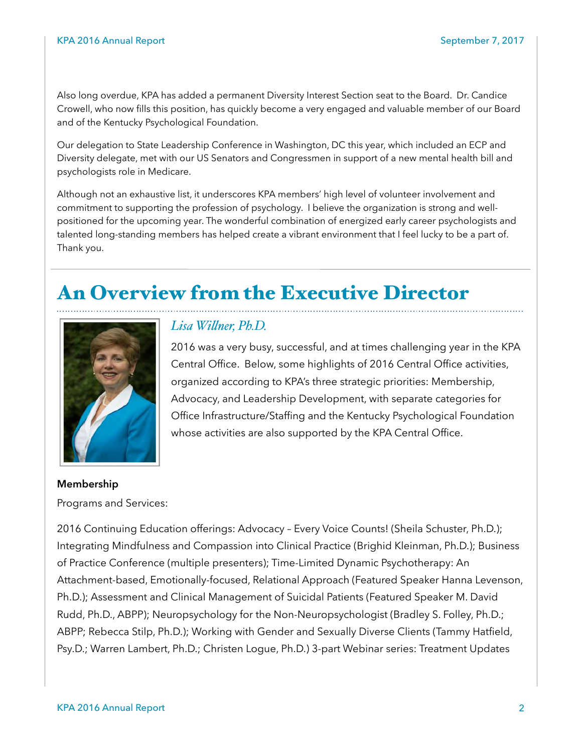Also long overdue, KPA has added a permanent Diversity Interest Section seat to the Board. Dr. Candice Crowell, who now fills this position, has quickly become a very engaged and valuable member of our Board and of the Kentucky Psychological Foundation.

Our delegation to State Leadership Conference in Washington, DC this year, which included an ECP and Diversity delegate, met with our US Senators and Congressmen in support of a new mental health bill and psychologists role in Medicare.

Although not an exhaustive list, it underscores KPA members' high level of volunteer involvement and commitment to supporting the profession of psychology. I believe the organization is strong and well-positioned for the upcoming year. The wonderful combination of energized early career psychologists and talented long-standing members has helped create a vibrant environment that I feel lucky to be a part of. Thank you.

# An Overview from the Executive Director

*Lisa Willner, Ph.D.*

2016 was a very busy, successful, and at times challenging year in the KPA Central Office. Below, some highlights of 2016 Central Office activities, organized according to KPA's three strategic priorities: Membership, Advocacy, and Leadership Development, with separate categories for Office Infrastructure/Staffing and the Kentucky Psychological Foundation whose activities are also supported by the KPA Central Office.

**Membership**

Programs and Services:

2016 Continuing Education offerings: Advocacy – Every Voice Counts! (Sheila Schuster, Ph.D.); Integrating Mindfulness and Compassion into Clinical Practice (Brighid Kleinman, Ph.D.); Business of Practice Conference (multiple presenters); Time-Limited Dynamic Psychotherapy: An Attachment-based, Emotionally-focused, Relational Approach (Featured Speaker Hanna Levenson, Ph.D.); Assessment and Clinical Management of Suicidal Patients (Featured Speaker M. David Rudd, Ph.D., ABPP); Neuropsychology for the Non-Neuropsychologist (Bradley S. Folley, Ph.D.; ABPP; Rebecca Stilp, Ph.D.); Working with Gender and Sexually Diverse Clients (Tammy Hatfield, Psy.D.; Warren Lambert, Ph.D.; Christen Logue, Ph.D.) 3-part Webinar series: Treatment Updates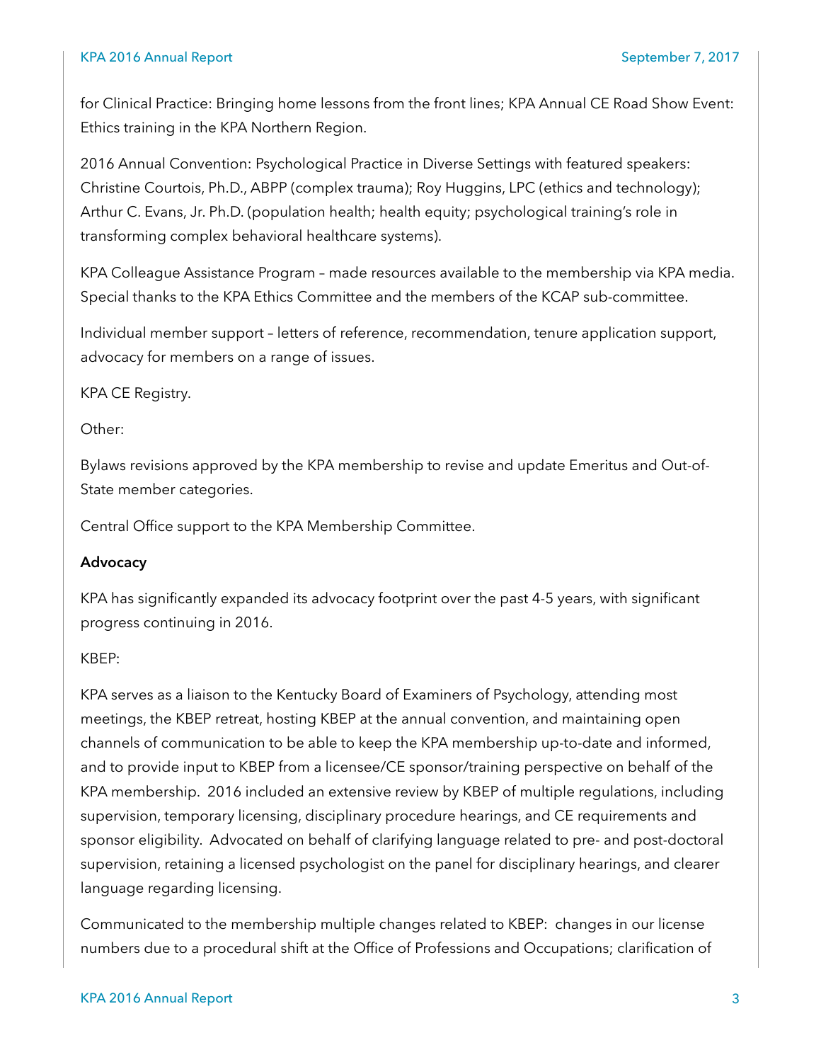for Clinical Practice: Bringing home lessons from the front lines; KPA Annual CE Road Show Event: Ethics training in the KPA Northern Region.

2016 Annual Convention: Psychological Practice in Diverse Settings with featured speakers: Christine Courtois, Ph.D., ABPP (complex trauma); Roy Huggins, LPC (ethics and technology); Arthur C. Evans, Jr. Ph.D. (population health; health equity; psychological training's role in transforming complex behavioral healthcare systems).

KPA Colleague Assistance Program – made resources available to the membership via KPA media. Special thanks to the KPA Ethics Committee and the members of the KCAP sub-committee.

Individual member support – letters of reference, recommendation, tenure application support, advocacy for members on a range of issues.

KPA CE Registry.

Other:

Bylaws revisions approved by the KPA membership to revise and update Emeritus and Out-of-State member categories.

Central Office support to the KPA Membership Committee.

**Advocacy**

KPA has significantly expanded its advocacy footprint over the past 4-5 years, with significant progress continuing in 2016.

KBEP:

KPA serves as a liaison to the Kentucky Board of Examiners of Psychology, attending most meetings, the KBEP retreat, hosting KBEP at the annual convention, and maintaining open channels of communication to be able to keep the KPA membership up-to-date and informed, and to provide input to KBEP from a licensee/CE sponsor/training perspective on behalf of the KPA membership. 2016 included an extensive review by KBEP of multiple regulations, including supervision, temporary licensing, disciplinary procedure hearings, and CE requirements and sponsor eligibility. Advocated on behalf of clarifying language related to pre- and post-doctoral supervision, retaining a licensed psychologist on the panel for disciplinary hearings, and clearer language regarding licensing.

Communicated to the membership multiple changes related to KBEP: changes in our license numbers due to a procedural shift at the Office of Professions and Occupations; clarification of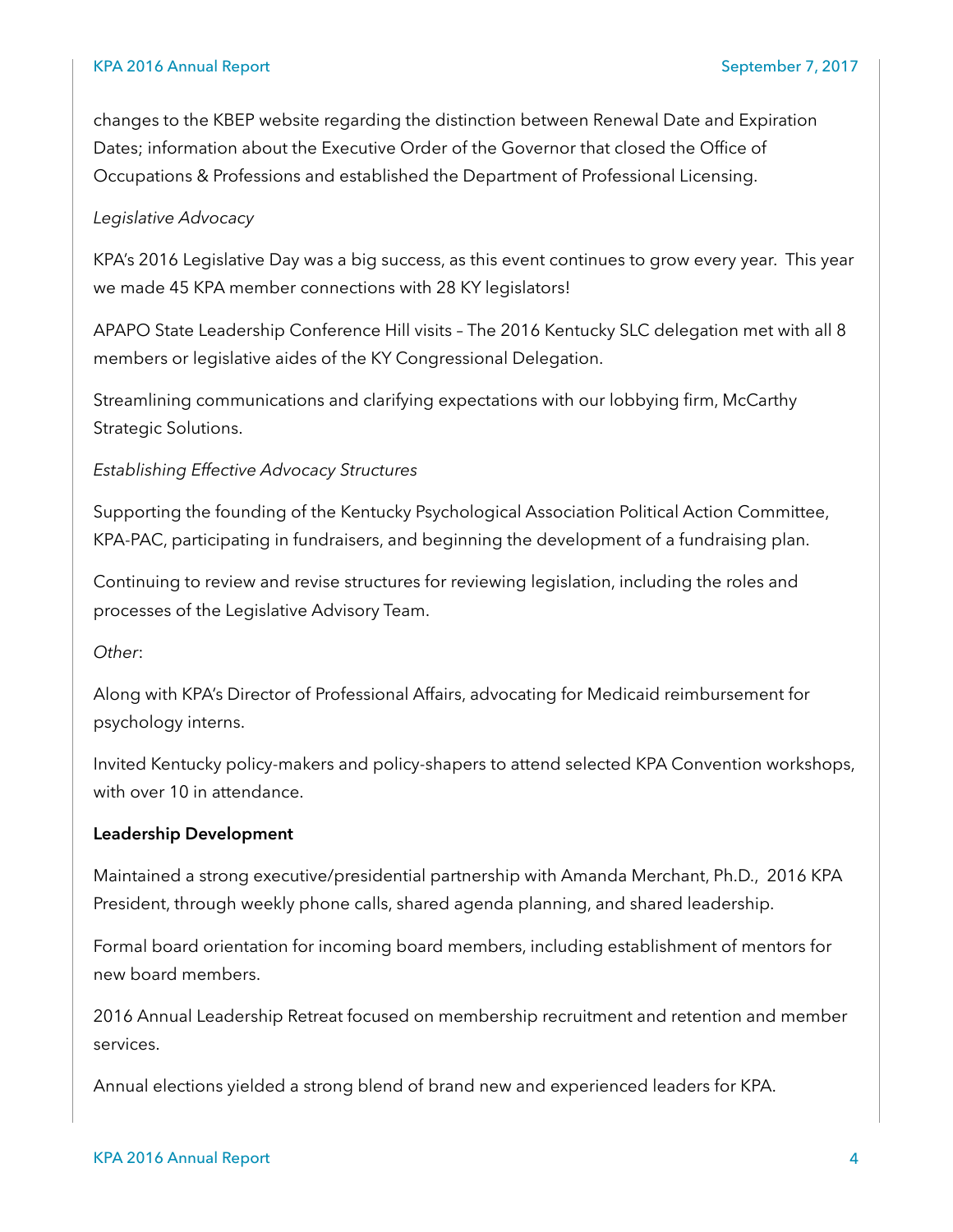changes to the KBEP website regarding the distinction between Renewal Date and Expiration Dates; information about the Executive Order of the Governor that closed the Office of Occupations & Professions and established the Department of Professional Licensing.

*Legislative Advocacy*

KPA's 2016 Legislative Day was a big success, as this event continues to grow every year. This year we made 45 KPA member connections with 28 KY legislators!

APAPO State Leadership Conference Hill visits – The 2016 Kentucky SLC delegation met with all 8 members or legislative aides of the KY Congressional Delegation.

Streamlining communications and clarifying expectations with our lobbying firm, McCarthy Strategic Solutions.

*Establishing Effective Advocacy Structures*

Supporting the founding of the Kentucky Psychological Association Political Action Committee, KPA-PAC, participating in fundraisers, and beginning the development of a fundraising plan.

Continuing to review and revise structures for reviewing legislation, including the roles and processes of the Legislative Advisory Team.

*Other*:

Along with KPA's Director of Professional Affairs, advocating for Medicaid reimbursement for psychology interns.

Invited Kentucky policy-makers and policy-shapers to attend selected KPA Convention workshops, with over 10 in attendance.

**Leadership Development**

Maintained a strong executive/presidential partnership with Amanda Merchant, Ph.D., 2016 KPA President, through weekly phone calls, shared agenda planning, and shared leadership.

Formal board orientation for incoming board members, including establishment of mentors for new board members.

2016 Annual Leadership Retreat focused on membership recruitment and retention and member services.

Annual elections yielded a strong blend of brand new and experienced leaders for KPA.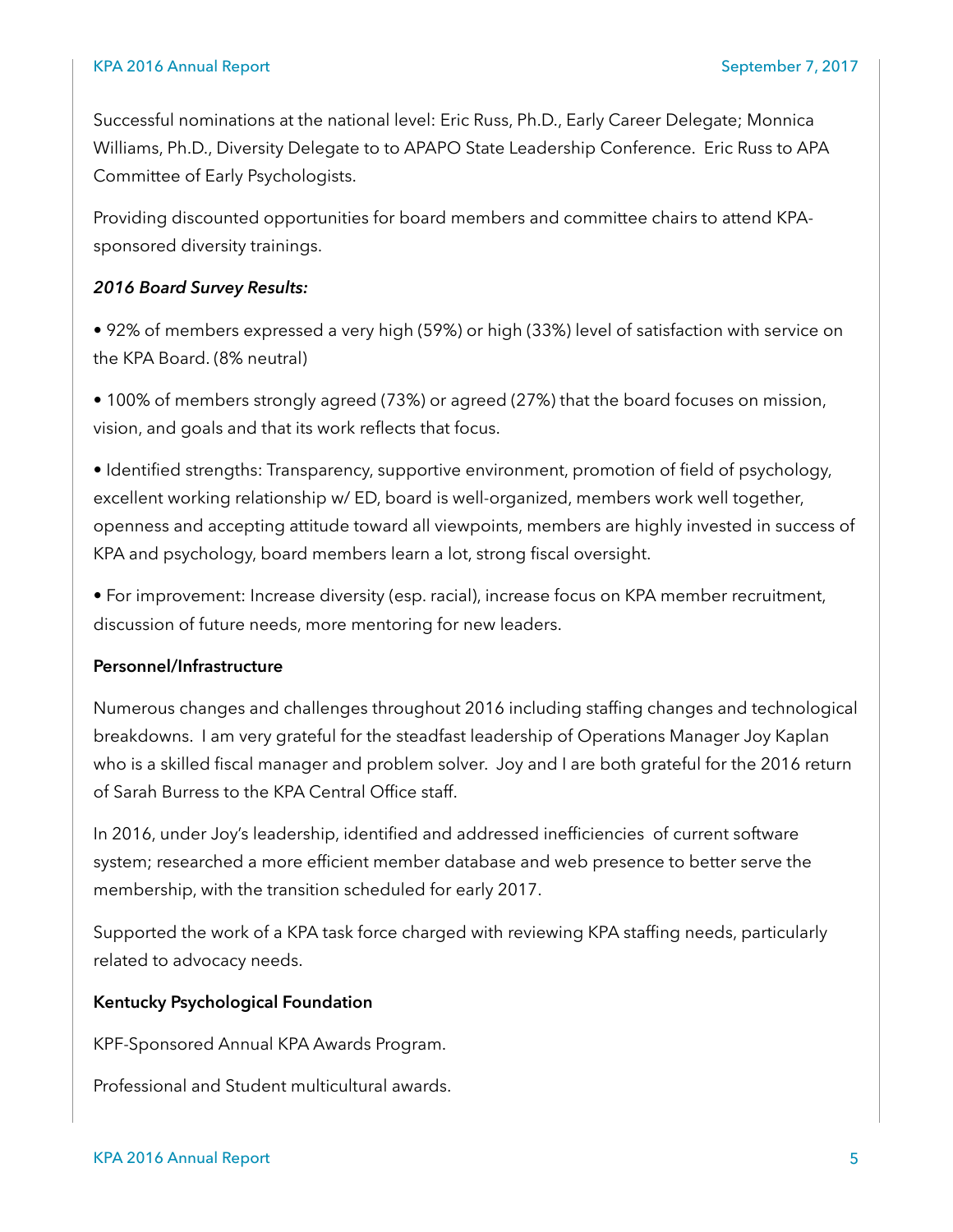Successful nominations at the national level: Eric Russ, Ph.D., Early Career Delegate; Monnica Williams, Ph.D., Diversity Delegate to to APAPO State Leadership Conference. Eric Russ to APA Committee of Early Psychologists.

Providing discounted opportunities for board members and committee chairs to attend KPA-sponsored diversity trainings.

***2016 Board Survey Results:***

• 92% of members expressed a very high (59%) or high (33%) level of satisfaction with service on the KPA Board. (8% neutral)

• 100% of members strongly agreed (73%) or agreed (27%) that the board focuses on mission, vision, and goals and that its work reflects that focus.

• Identified strengths: Transparency, supportive environment, promotion of field of psychology, excellent working relationship w/ ED, board is well-organized, members work well together, openness and accepting attitude toward all viewpoints, members are highly invested in success of KPA and psychology, board members learn a lot, strong fiscal oversight.

• For improvement: Increase diversity (esp. racial), increase focus on KPA member recruitment, discussion of future needs, more mentoring for new leaders.

**Personnel/Infrastructure**

Numerous changes and challenges throughout 2016 including staffing changes and technological breakdowns. I am very grateful for the steadfast leadership of Operations Manager Joy Kaplan who is a skilled fiscal manager and problem solver. Joy and I are both grateful for the 2016 return of Sarah Burress to the KPA Central Office staff.

In 2016, under Joy's leadership, identified and addressed inefficiencies of current software system; researched a more efficient member database and web presence to better serve the membership, with the transition scheduled for early 2017.

Supported the work of a KPA task force charged with reviewing KPA staffing needs, particularly related to advocacy needs.

**Kentucky Psychological Foundation**

KPF-Sponsored Annual KPA Awards Program.

Professional and Student multicultural awards.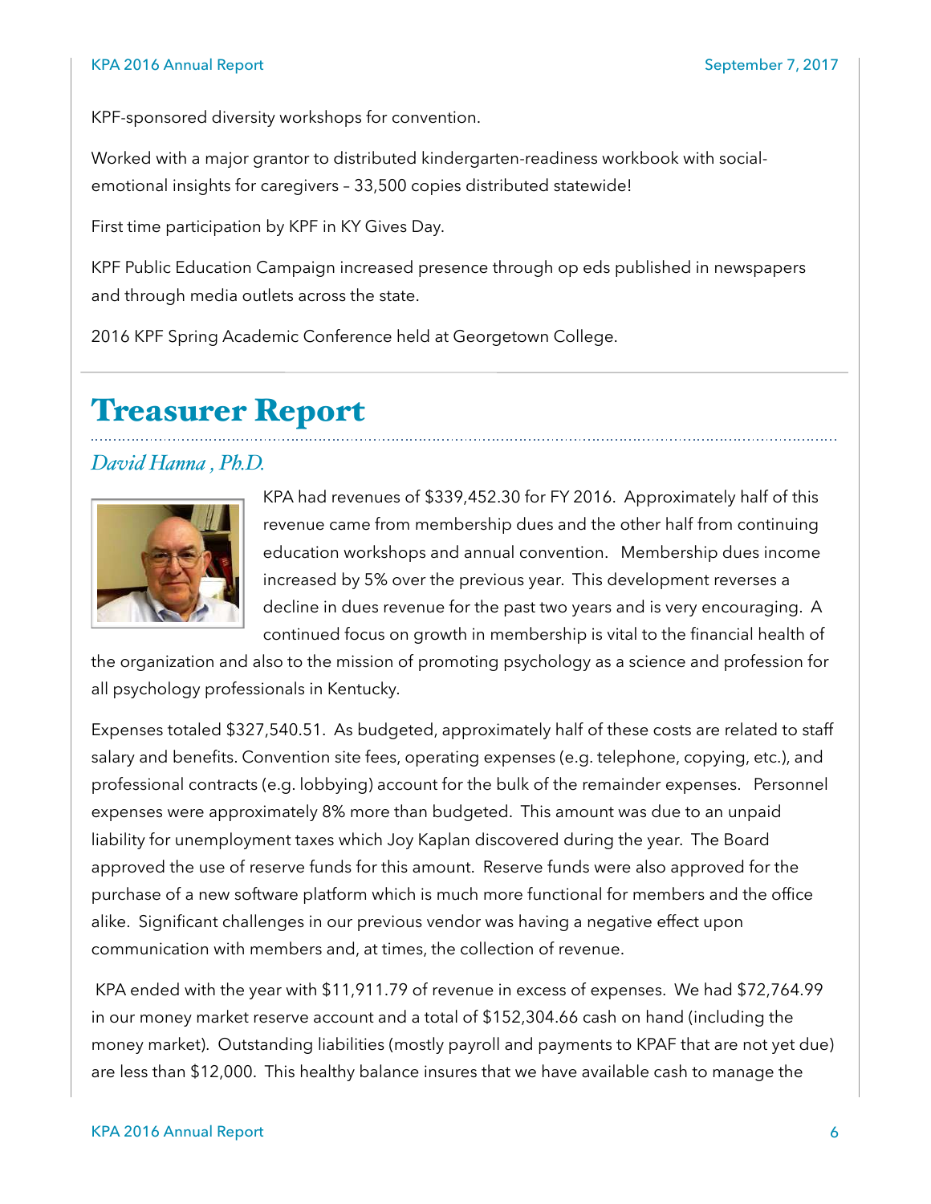KPF-sponsored diversity workshops for convention.

Worked with a major grantor to distributed kindergarten-readiness workbook with social-emotional insights for caregivers – 33,500 copies distributed statewide!

First time participation by KPF in KY Gives Day.

KPF Public Education Campaign increased presence through op eds published in newspapers and through media outlets across the state.

2016 KPF Spring Academic Conference held at Georgetown College.

# Treasurer Report

*David Hanna , Ph.D.*

KPA had revenues of $339,452.30 for FY 2016. Approximately half of this revenue came from membership dues and the other half from continuing education workshops and annual convention. Membership dues income increased by 5% over the previous year. This development reverses a decline in dues revenue for the past two years and is very encouraging. A continued focus on growth in membership is vital to the financial health of the organization and also to the mission of promoting psychology as a science and profession for all psychology professionals in Kentucky.

Expenses totaled $327,540.51. As budgeted, approximately half of these costs are related to staff salary and benefits. Convention site fees, operating expenses (e.g. telephone, copying, etc.), and professional contracts (e.g. lobbying) account for the bulk of the remainder expenses. Personnel expenses were approximately 8% more than budgeted. This amount was due to an unpaid liability for unemployment taxes which Joy Kaplan discovered during the year. The Board approved the use of reserve funds for this amount. Reserve funds were also approved for the purchase of a new software platform which is much more functional for members and the office alike. Significant challenges in our previous vendor was having a negative effect upon communication with members and, at times, the collection of revenue.

KPA ended with the year with $11,911.79 of revenue in excess of expenses. We had $72,764.99 in our money market reserve account and a total of $152,304.66 cash on hand (including the money market). Outstanding liabilities (mostly payroll and payments to KPAF that are not yet due) are less than $12,000. This healthy balance insures that we have available cash to manage the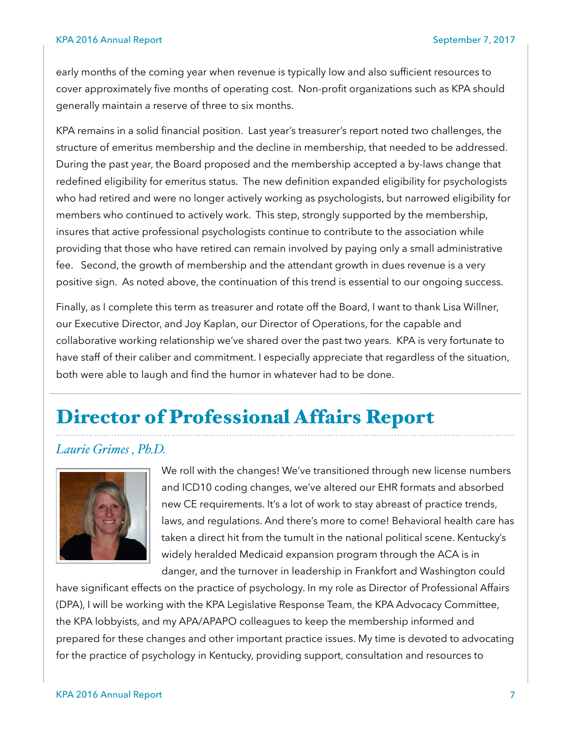early months of the coming year when revenue is typically low and also sufficient resources to cover approximately five months of operating cost. Non-profit organizations such as KPA should generally maintain a reserve of three to six months.

KPA remains in a solid financial position. Last year's treasurer's report noted two challenges, the structure of emeritus membership and the decline in membership, that needed to be addressed. During the past year, the Board proposed and the membership accepted a by-laws change that redefined eligibility for emeritus status. The new definition expanded eligibility for psychologists who had retired and were no longer actively working as psychologists, but narrowed eligibility for members who continued to actively work. This step, strongly supported by the membership, insures that active professional psychologists continue to contribute to the association while providing that those who have retired can remain involved by paying only a small administrative fee. Second, the growth of membership and the attendant growth in dues revenue is a very positive sign. As noted above, the continuation of this trend is essential to our ongoing success.

Finally, as I complete this term as treasurer and rotate off the Board, I want to thank Lisa Willner, our Executive Director, and Joy Kaplan, our Director of Operations, for the capable and collaborative working relationship we've shared over the past two years. KPA is very fortunate to have staff of their caliber and commitment. I especially appreciate that regardless of the situation, both were able to laugh and find the humor in whatever had to be done.

# Director of Professional Affairs Report

*Laurie Grimes , Ph.D.*

We roll with the changes! We've transitioned through new license numbers and ICD10 coding changes, we've altered our EHR formats and absorbed new CE requirements. It's a lot of work to stay abreast of practice trends, laws, and regulations. And there's more to come! Behavioral health care has taken a direct hit from the tumult in the national political scene. Kentucky's widely heralded Medicaid expansion program through the ACA is in danger, and the turnover in leadership in Frankfort and Washington could have significant effects on the practice of psychology. In my role as Director of Professional Affairs (DPA), I will be working with the KPA Legislative Response Team, the KPA Advocacy Committee, the KPA lobbyists, and my APA/APAPO colleagues to keep the membership informed and prepared for these changes and other important practice issues. My time is devoted to advocating for the practice of psychology in Kentucky, providing support, consultation and resources to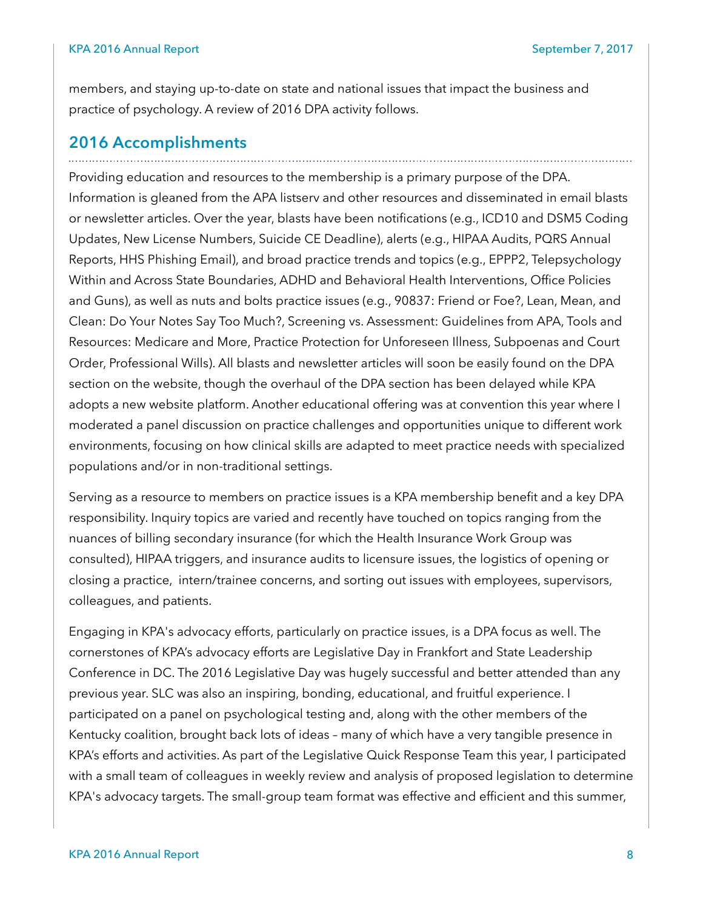members, and staying up-to-date on state and national issues that impact the business and practice of psychology. A review of 2016 DPA activity follows.

## 2016 Accomplishments

Providing education and resources to the membership is a primary purpose of the DPA. Information is gleaned from the APA listserv and other resources and disseminated in email blasts or newsletter articles. Over the year, blasts have been notifications (e.g., ICD10 and DSM5 Coding Updates, New License Numbers, Suicide CE Deadline), alerts (e.g., HIPAA Audits, PQRS Annual Reports, HHS Phishing Email), and broad practice trends and topics (e.g., EPPP2, Telepsychology Within and Across State Boundaries, ADHD and Behavioral Health Interventions, Office Policies and Guns), as well as nuts and bolts practice issues (e.g., 90837: Friend or Foe?, Lean, Mean, and Clean: Do Your Notes Say Too Much?, Screening vs. Assessment: Guidelines from APA, Tools and Resources: Medicare and More, Practice Protection for Unforeseen Illness, Subpoenas and Court Order, Professional Wills). All blasts and newsletter articles will soon be easily found on the DPA section on the website, though the overhaul of the DPA section has been delayed while KPA adopts a new website platform. Another educational offering was at convention this year where I moderated a panel discussion on practice challenges and opportunities unique to different work environments, focusing on how clinical skills are adapted to meet practice needs with specialized populations and/or in non-traditional settings.

Serving as a resource to members on practice issues is a KPA membership benefit and a key DPA responsibility. Inquiry topics are varied and recently have touched on topics ranging from the nuances of billing secondary insurance (for which the Health Insurance Work Group was consulted), HIPAA triggers, and insurance audits to licensure issues, the logistics of opening or closing a practice, intern/trainee concerns, and sorting out issues with employees, supervisors, colleagues, and patients.

Engaging in KPA's advocacy efforts, particularly on practice issues, is a DPA focus as well. The cornerstones of KPA's advocacy efforts are Legislative Day in Frankfort and State Leadership Conference in DC. The 2016 Legislative Day was hugely successful and better attended than any previous year. SLC was also an inspiring, bonding, educational, and fruitful experience. I participated on a panel on psychological testing and, along with the other members of the Kentucky coalition, brought back lots of ideas – many of which have a very tangible presence in KPA's efforts and activities. As part of the Legislative Quick Response Team this year, I participated with a small team of colleagues in weekly review and analysis of proposed legislation to determine KPA's advocacy targets. The small-group team format was effective and efficient and this summer,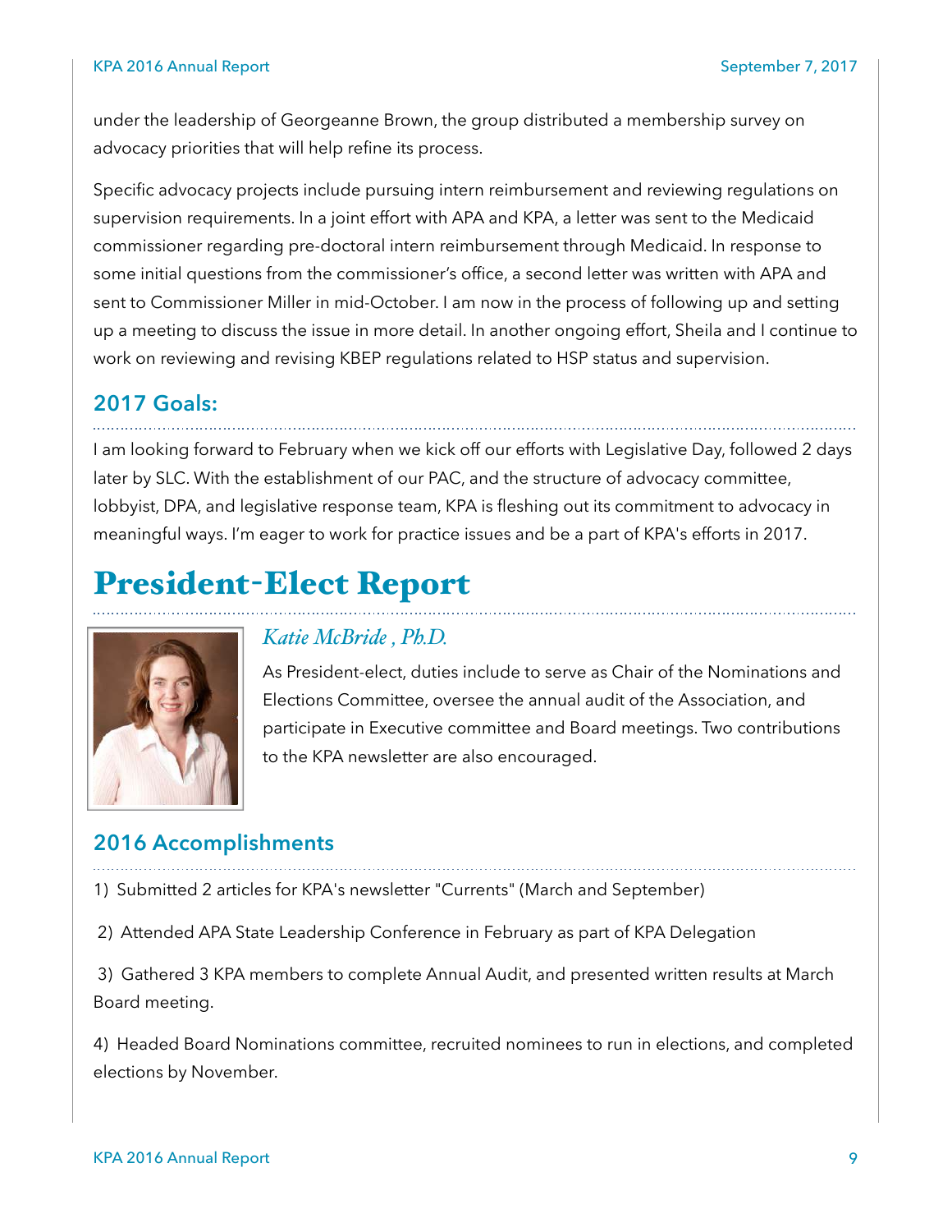under the leadership of Georgeanne Brown, the group distributed a membership survey on advocacy priorities that will help refine its process.

Specific advocacy projects include pursuing intern reimbursement and reviewing regulations on supervision requirements. In a joint effort with APA and KPA, a letter was sent to the Medicaid commissioner regarding pre-doctoral intern reimbursement through Medicaid. In response to some initial questions from the commissioner's office, a second letter was written with APA and sent to Commissioner Miller in mid-October. I am now in the process of following up and setting up a meeting to discuss the issue in more detail. In another ongoing effort, Sheila and I continue to work on reviewing and revising KBEP regulations related to HSP status and supervision.

## 2017 Goals:

I am looking forward to February when we kick off our efforts with Legislative Day, followed 2 days later by SLC. With the establishment of our PAC, and the structure of advocacy committee, lobbyist, DPA, and legislative response team, KPA is fleshing out its commitment to advocacy in meaningful ways. I'm eager to work for practice issues and be a part of KPA's efforts in 2017.

# President-Elect Report

*Katie McBride , Ph.D.*

As President-elect, duties include to serve as Chair of the Nominations and Elections Committee, oversee the annual audit of the Association, and participate in Executive committee and Board meetings. Two contributions to the KPA newsletter are also encouraged.

## 2016 Accomplishments

1) Submitted 2 articles for KPA's newsletter "Currents" (March and September)

2) Attended APA State Leadership Conference in February as part of KPA Delegation

3) Gathered 3 KPA members to complete Annual Audit, and presented written results at March Board meeting.

4) Headed Board Nominations committee, recruited nominees to run in elections, and completed elections by November.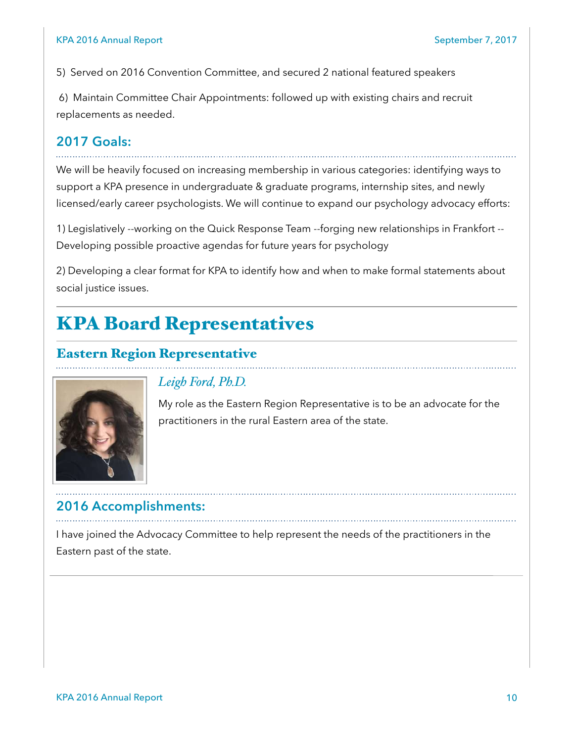5) Served on 2016 Convention Committee, and secured 2 national featured speakers

6) Maintain Committee Chair Appointments: followed up with existing chairs and recruit replacements as needed.

### 2017 Goals:

We will be heavily focused on increasing membership in various categories: identifying ways to support a KPA presence in undergraduate & graduate programs, internship sites, and newly licensed/early career psychologists. We will continue to expand our psychology advocacy efforts:

1) Legislatively --working on the Quick Response Team --forging new relationships in Frankfort --Developing possible proactive agendas for future years for psychology

2) Developing a clear format for KPA to identify how and when to make formal statements about social justice issues.

# KPA Board Representatives

## Eastern Region Representative

*Leigh Ford, Ph.D.*

My role as the Eastern Region Representative is to be an advocate for the practitioners in the rural Eastern area of the state.

### 2016 Accomplishments:

I have joined the Advocacy Committee to help represent the needs of the practitioners in the Eastern past of the state.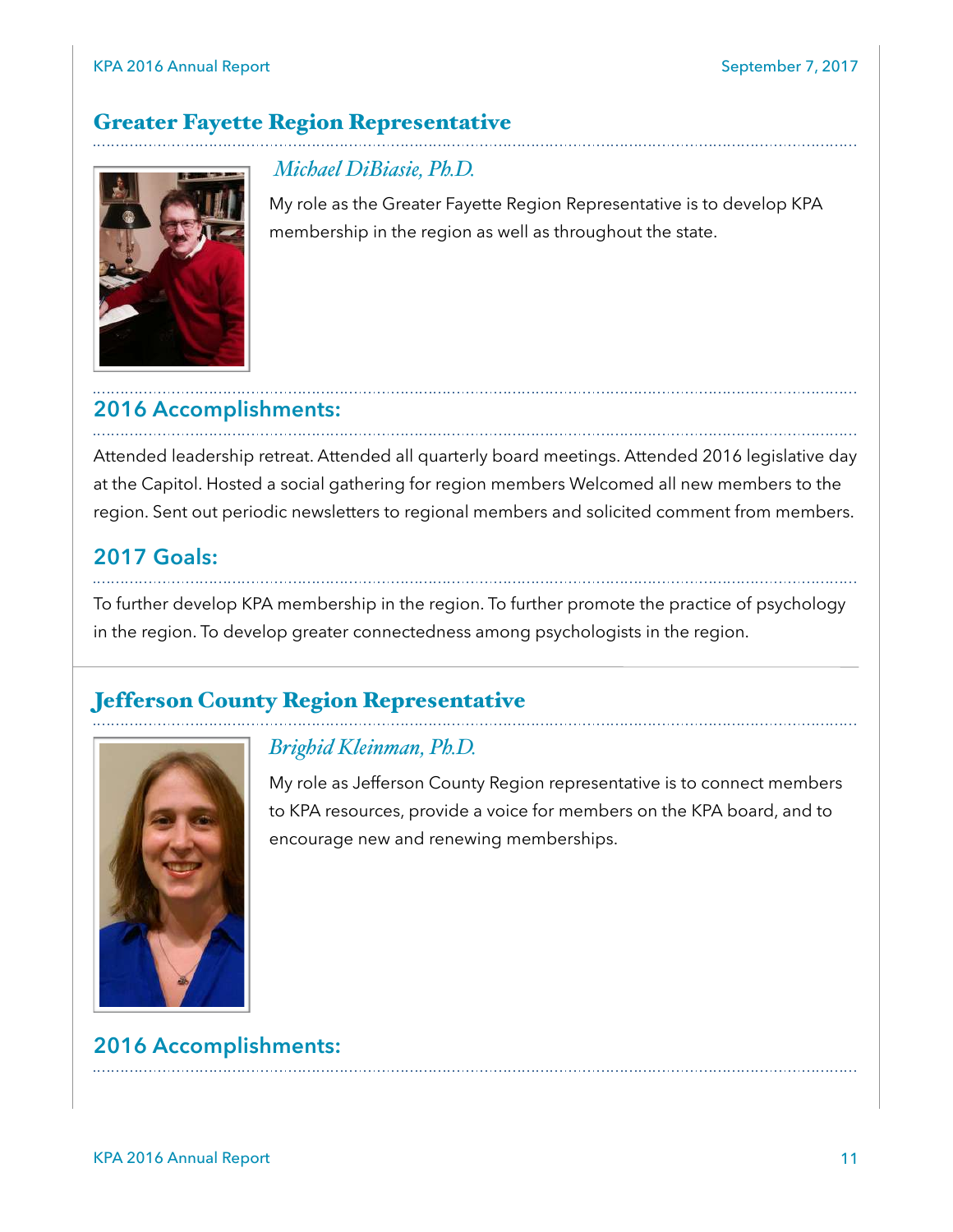## Greater Fayette Region Representative

*Michael DiBiasie, Ph.D.*

My role as the Greater Fayette Region Representative is to develop KPA membership in the region as well as throughout the state.

### 2016 Accomplishments:

Attended leadership retreat. Attended all quarterly board meetings. Attended 2016 legislative day at the Capitol. Hosted a social gathering for region members Welcomed all new members to the region. Sent out periodic newsletters to regional members and solicited comment from members.

### 2017 Goals:

To further develop KPA membership in the region. To further promote the practice of psychology in the region. To develop greater connectedness among psychologists in the region.

## Jefferson County Region Representative

*Brighid Kleinman, Ph.D.*

My role as Jefferson County Region representative is to connect members to KPA resources, provide a voice for members on the KPA board, and to encourage new and renewing memberships.

### 2016 Accomplishments: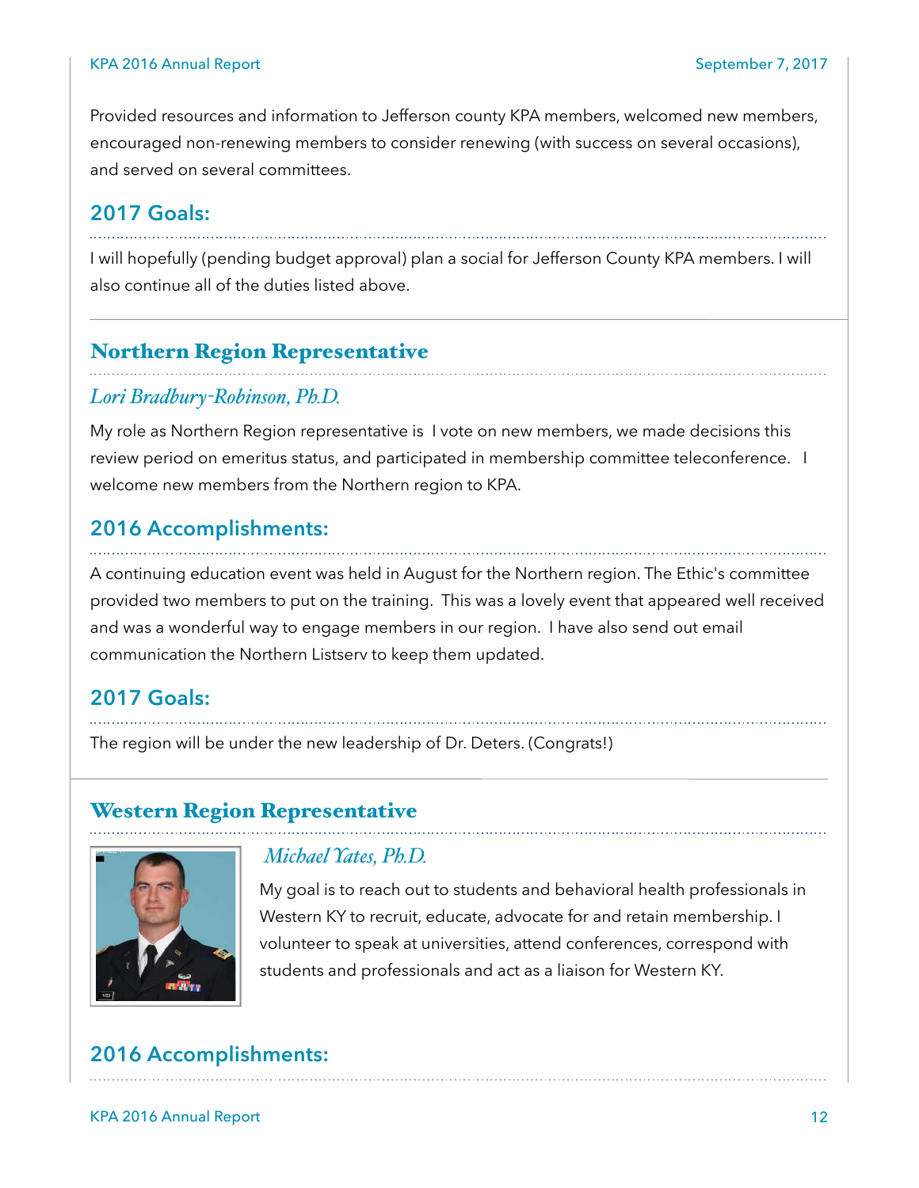Provided resources and information to Jefferson county KPA members, welcomed new members, encouraged non-renewing members to consider renewing (with success on several occasions), and served on several committees.

### 2017 Goals:

I will hopefully (pending budget approval) plan a social for Jefferson County KPA members. I will also continue all of the duties listed above.

## Northern Region Representative

*Lori Bradbury-Robinson, Ph.D.*

My role as Northern Region representative is I vote on new members, we made decisions this review period on emeritus status, and participated in membership committee teleconference. I welcome new members from the Northern region to KPA.

### 2016 Accomplishments:

A continuing education event was held in August for the Northern region. The Ethic's committee provided two members to put on the training. This was a lovely event that appeared well received and was a wonderful way to engage members in our region. I have also send out email communication the Northern Listserv to keep them updated.

### 2017 Goals:

The region will be under the new leadership of Dr. Deters. (Congrats!)

## Western Region Representative

*Michael Yates, Ph.D.*

My goal is to reach out to students and behavioral health professionals in Western KY to recruit, educate, advocate for and retain membership. I volunteer to speak at universities, attend conferences, correspond with students and professionals and act as a liaison for Western KY.

### 2016 Accomplishments: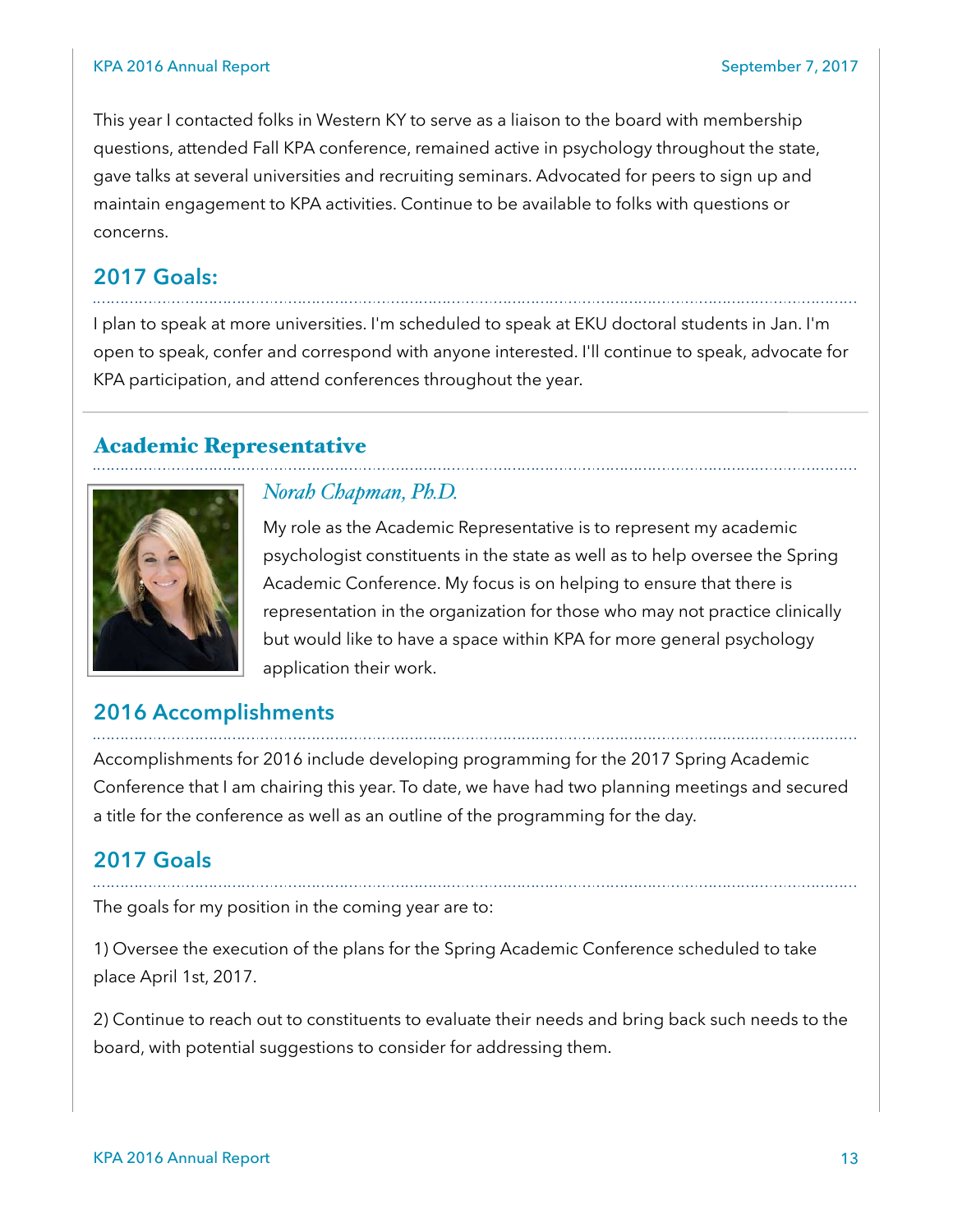This year I contacted folks in Western KY to serve as a liaison to the board with membership questions, attended Fall KPA conference, remained active in psychology throughout the state, gave talks at several universities and recruiting seminars. Advocated for peers to sign up and maintain engagement to KPA activities. Continue to be available to folks with questions or concerns.

### 2017 Goals:

I plan to speak at more universities. I'm scheduled to speak at EKU doctoral students in Jan. I'm open to speak, confer and correspond with anyone interested. I'll continue to speak, advocate for KPA participation, and attend conferences throughout the year.

## Academic Representative

*Norah Chapman, Ph.D.*

My role as the Academic Representative is to represent my academic psychologist constituents in the state as well as to help oversee the Spring Academic Conference. My focus is on helping to ensure that there is representation in the organization for those who may not practice clinically but would like to have a space within KPA for more general psychology application their work.

### 2016 Accomplishments

Accomplishments for 2016 include developing programming for the 2017 Spring Academic Conference that I am chairing this year. To date, we have had two planning meetings and secured a title for the conference as well as an outline of the programming for the day.

### 2017 Goals

The goals for my position in the coming year are to:

1) Oversee the execution of the plans for the Spring Academic Conference scheduled to take place April 1st, 2017.

2) Continue to reach out to constituents to evaluate their needs and bring back such needs to the board, with potential suggestions to consider for addressing them.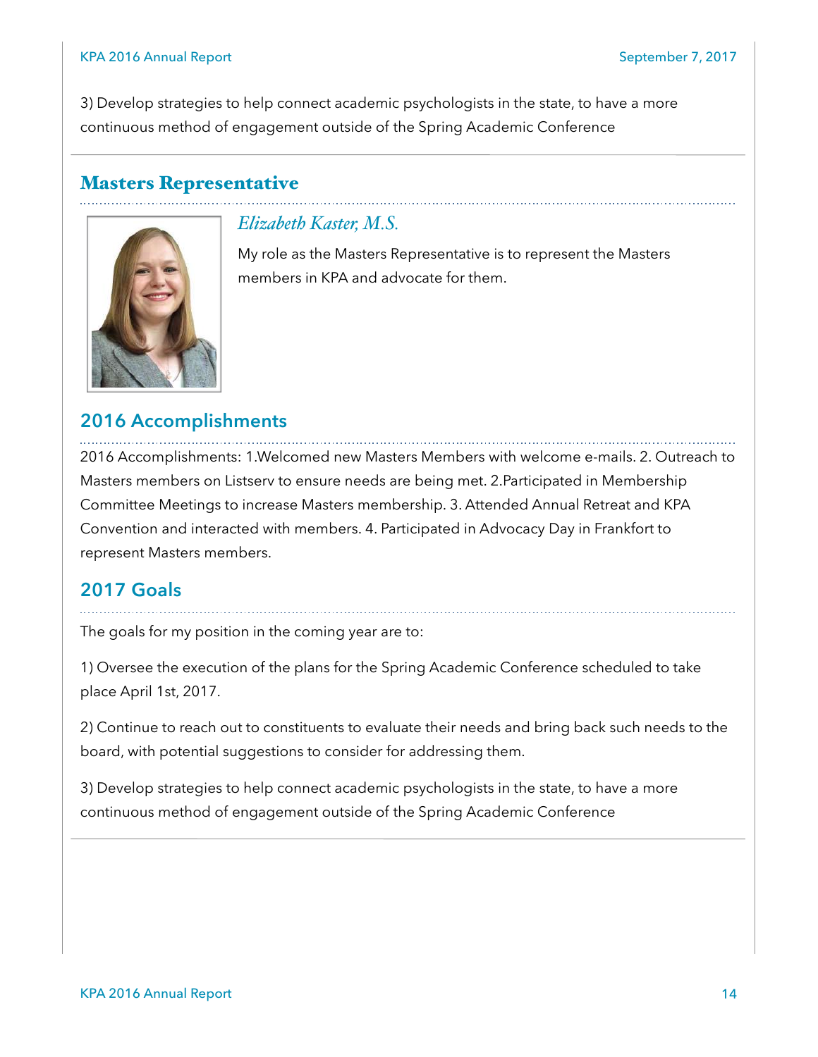3) Develop strategies to help connect academic psychologists in the state, to have a more continuous method of engagement outside of the Spring Academic Conference

## Masters Representative

*Elizabeth Kaster, M.S.*

My role as the Masters Representative is to represent the Masters members in KPA and advocate for them.

### 2016 Accomplishments

2016 Accomplishments: 1.Welcomed new Masters Members with welcome e-mails. 2. Outreach to Masters members on Listserv to ensure needs are being met. 2.Participated in Membership Committee Meetings to increase Masters membership. 3. Attended Annual Retreat and KPA Convention and interacted with members. 4. Participated in Advocacy Day in Frankfort to represent Masters members.

### 2017 Goals

The goals for my position in the coming year are to:

1) Oversee the execution of the plans for the Spring Academic Conference scheduled to take place April 1st, 2017.

2) Continue to reach out to constituents to evaluate their needs and bring back such needs to the board, with potential suggestions to consider for addressing them.

3) Develop strategies to help connect academic psychologists in the state, to have a more continuous method of engagement outside of the Spring Academic Conference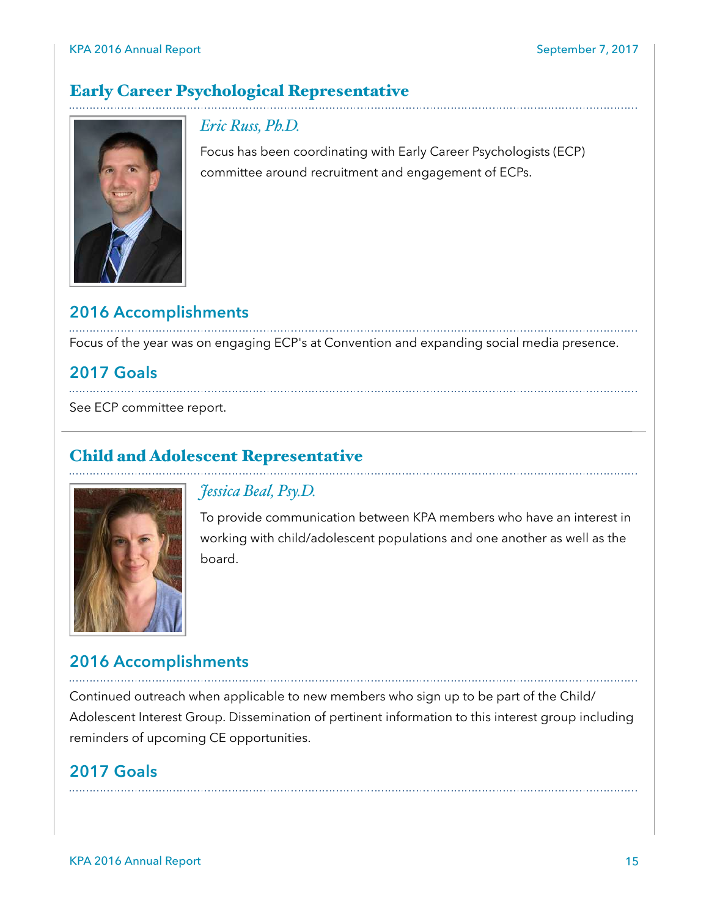## Early Career Psychological Representative

*Eric Russ, Ph.D.*

Focus has been coordinating with Early Career Psychologists (ECP) committee around recruitment and engagement of ECPs.

### 2016 Accomplishments

Focus of the year was on engaging ECP's at Convention and expanding social media presence.

### 2017 Goals

See ECP committee report.

## Child and Adolescent Representative

*Jessica Beal, Psy.D.*

To provide communication between KPA members who have an interest in working with child/adolescent populations and one another as well as the board.

### 2016 Accomplishments

Continued outreach when applicable to new members who sign up to be part of the Child/Adolescent Interest Group. Dissemination of pertinent information to this interest group including reminders of upcoming CE opportunities.

### 2017 Goals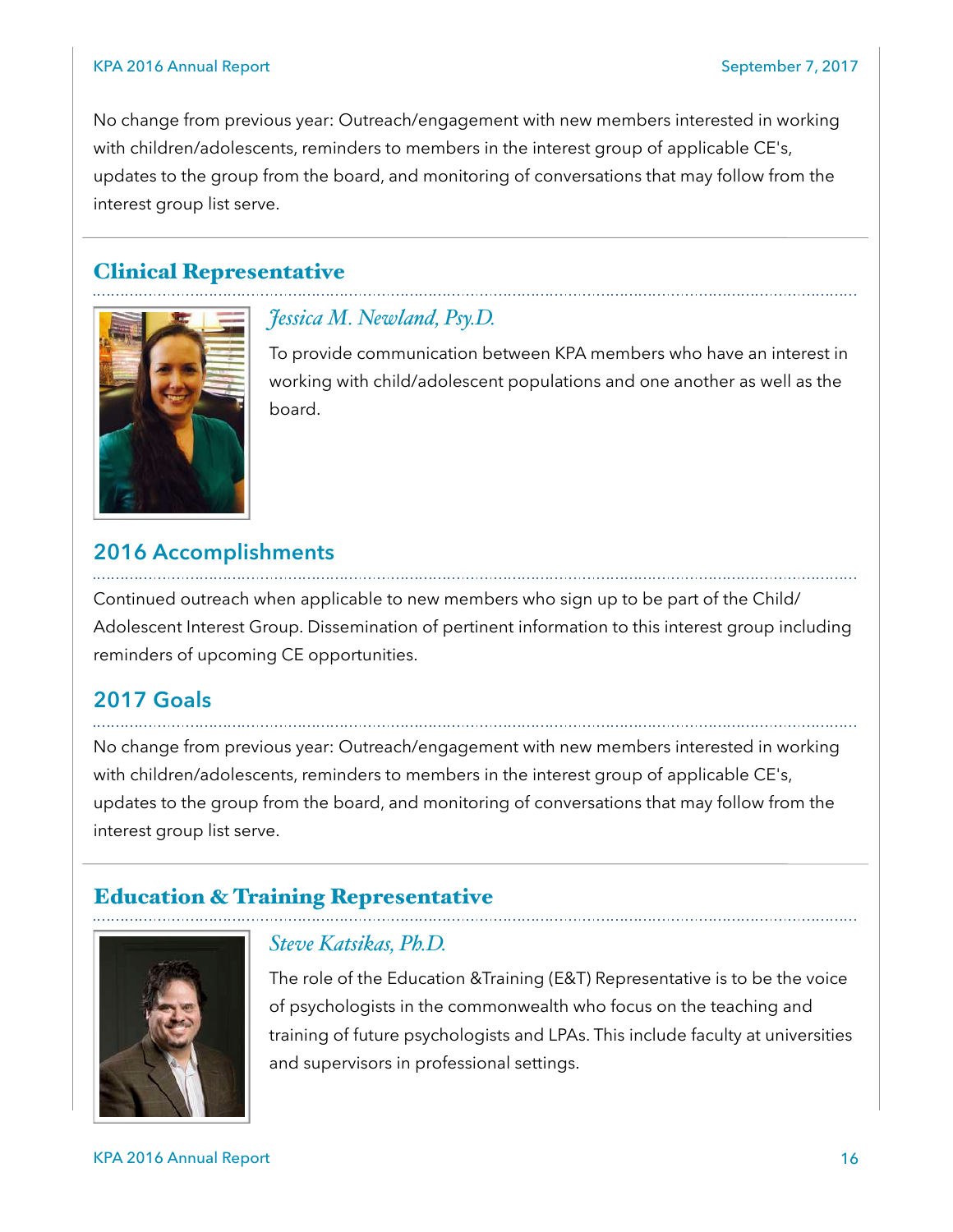No change from previous year: Outreach/engagement with new members interested in working with children/adolescents, reminders to members in the interest group of applicable CE's, updates to the group from the board, and monitoring of conversations that may follow from the interest group list serve.

## Clinical Representative

*Jessica M. Newland, Psy.D.*

To provide communication between KPA members who have an interest in working with child/adolescent populations and one another as well as the board.

### 2016 Accomplishments

Continued outreach when applicable to new members who sign up to be part of the Child/Adolescent Interest Group. Dissemination of pertinent information to this interest group including reminders of upcoming CE opportunities.

### 2017 Goals

No change from previous year: Outreach/engagement with new members interested in working with children/adolescents, reminders to members in the interest group of applicable CE's, updates to the group from the board, and monitoring of conversations that may follow from the interest group list serve.

## Education & Training Representative

*Steve Katsikas, Ph.D.*

The role of the Education &Training (E&T) Representative is to be the voice of psychologists in the commonwealth who focus on the teaching and training of future psychologists and LPAs. This include faculty at universities and supervisors in professional settings.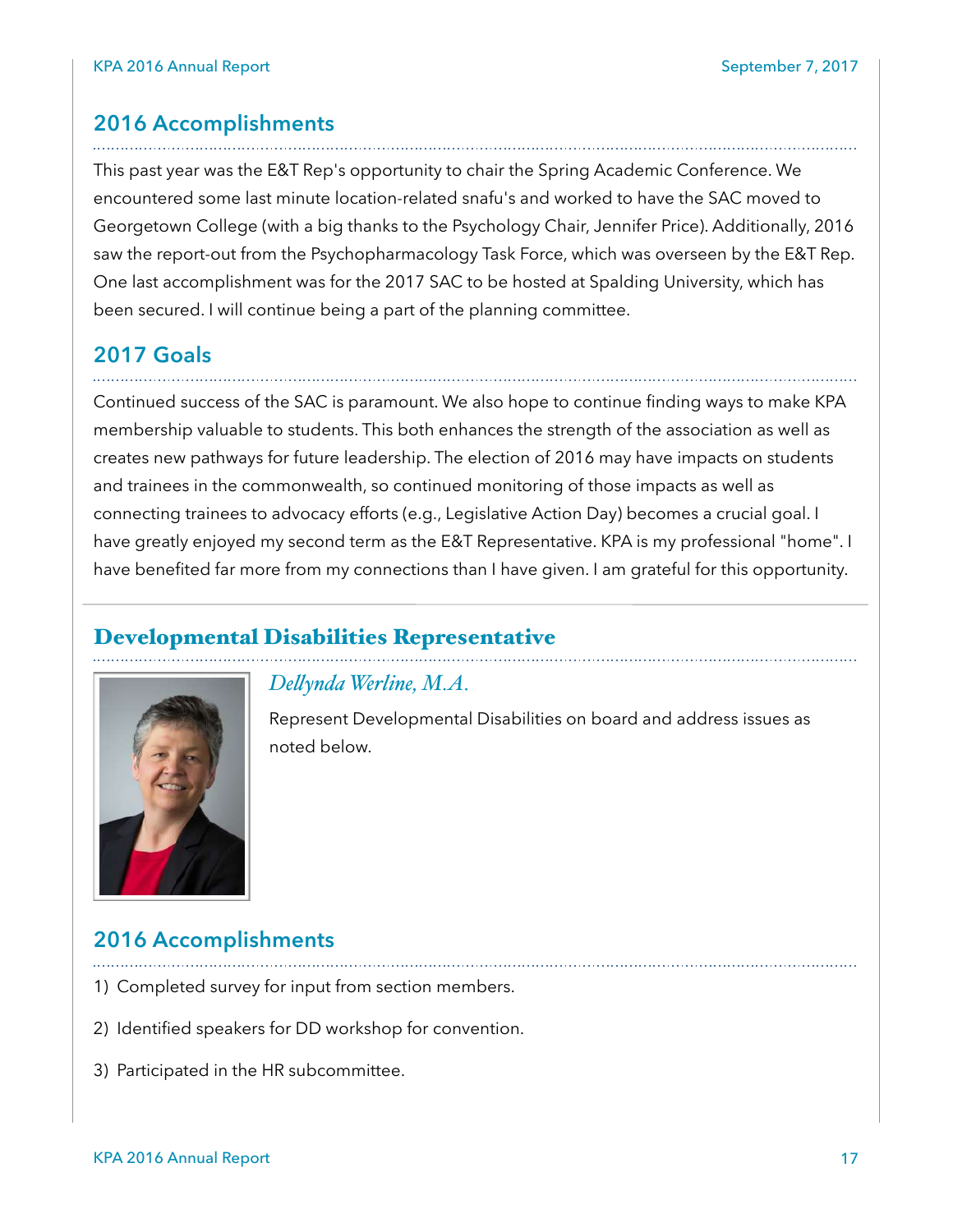## 2016 Accomplishments

This past year was the E&T Rep's opportunity to chair the Spring Academic Conference. We encountered some last minute location-related snafu's and worked to have the SAC moved to Georgetown College (with a big thanks to the Psychology Chair, Jennifer Price). Additionally, 2016 saw the report-out from the Psychopharmacology Task Force, which was overseen by the E&T Rep. One last accomplishment was for the 2017 SAC to be hosted at Spalding University, which has been secured. I will continue being a part of the planning committee.

## 2017 Goals

Continued success of the SAC is paramount. We also hope to continue finding ways to make KPA membership valuable to students. This both enhances the strength of the association as well as creates new pathways for future leadership. The election of 2016 may have impacts on students and trainees in the commonwealth, so continued monitoring of those impacts as well as connecting trainees to advocacy efforts (e.g., Legislative Action Day) becomes a crucial goal. I have greatly enjoyed my second term as the E&T Representative. KPA is my professional "home". I have benefited far more from my connections than I have given. I am grateful for this opportunity.

# Developmental Disabilities Representative

*Dellynda Werline, M.A.*

Represent Developmental Disabilities on board and address issues as noted below.

## 2016 Accomplishments

1) Completed survey for input from section members.

2) Identified speakers for DD workshop for convention.

3) Participated in the HR subcommittee.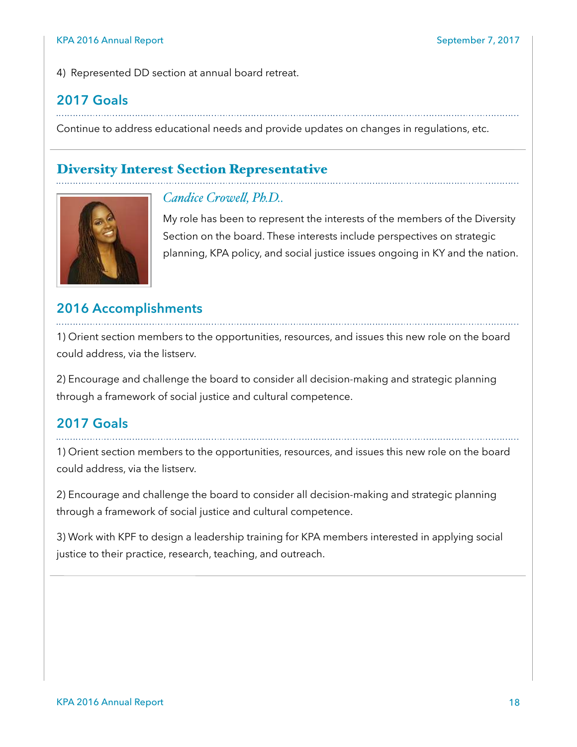4) Represented DD section at annual board retreat.

## 2017 Goals

Continue to address educational needs and provide updates on changes in regulations, etc.

# Diversity Interest Section Representative

*Candice Crowell, Ph.D..*

My role has been to represent the interests of the members of the Diversity Section on the board. These interests include perspectives on strategic planning, KPA policy, and social justice issues ongoing in KY and the nation.

## 2016 Accomplishments

1) Orient section members to the opportunities, resources, and issues this new role on the board could address, via the listserv.

2) Encourage and challenge the board to consider all decision-making and strategic planning through a framework of social justice and cultural competence.

## 2017 Goals

1) Orient section members to the opportunities, resources, and issues this new role on the board could address, via the listserv.

2) Encourage and challenge the board to consider all decision-making and strategic planning through a framework of social justice and cultural competence.

3) Work with KPF to design a leadership training for KPA members interested in applying social justice to their practice, research, teaching, and outreach.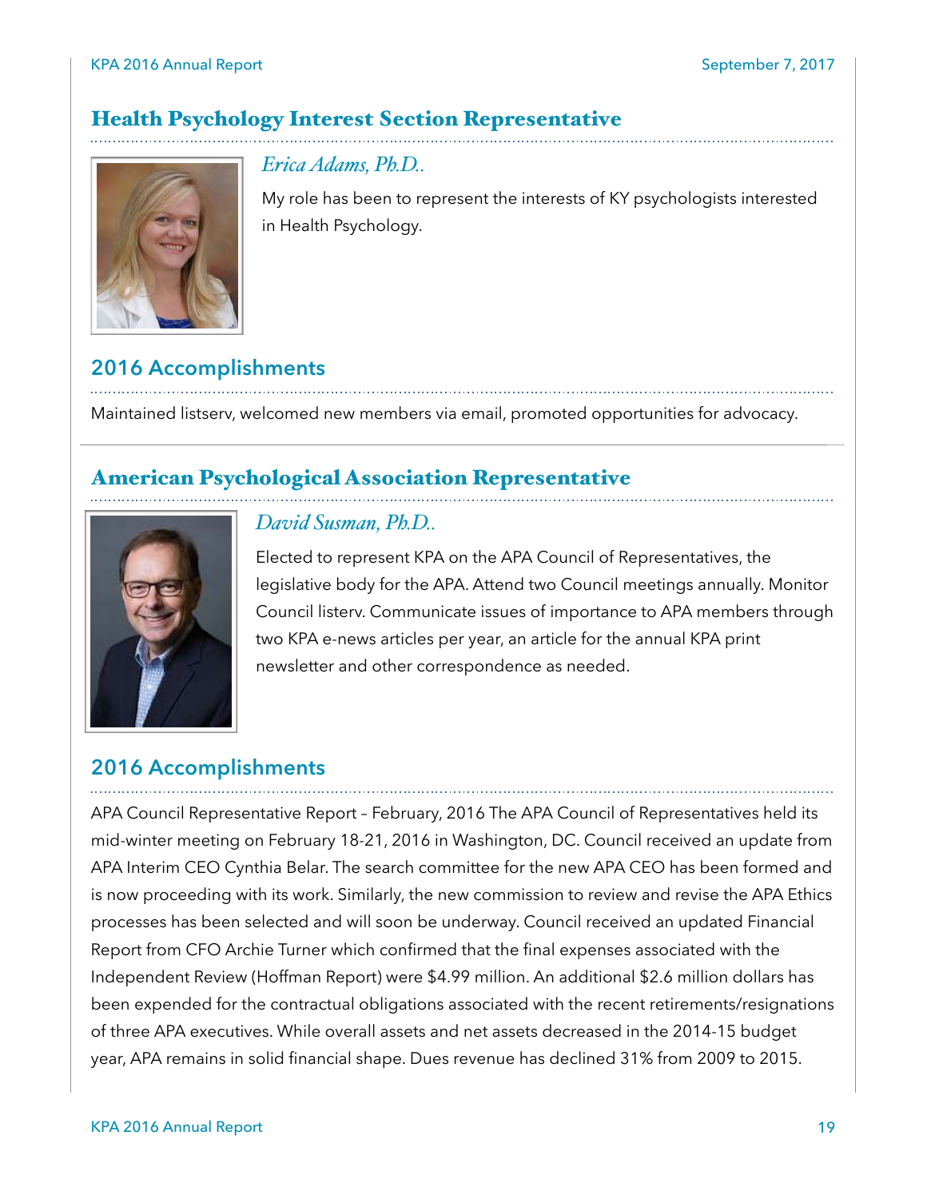## Health Psychology Interest Section Representative

*Erica Adams, Ph.D..*

My role has been to represent the interests of KY psychologists interested in Health Psychology.

### 2016 Accomplishments

Maintained listserv, welcomed new members via email, promoted opportunities for advocacy.

## American Psychological Association Representative

*David Susman, Ph.D..*

Elected to represent KPA on the APA Council of Representatives, the legislative body for the APA. Attend two Council meetings annually. Monitor Council listerv. Communicate issues of importance to APA members through two KPA e-news articles per year, an article for the annual KPA print newsletter and other correspondence as needed.

### 2016 Accomplishments

APA Council Representative Report – February, 2016 The APA Council of Representatives held its mid-winter meeting on February 18-21, 2016 in Washington, DC. Council received an update from APA Interim CEO Cynthia Belar. The search committee for the new APA CEO has been formed and is now proceeding with its work. Similarly, the new commission to review and revise the APA Ethics processes has been selected and will soon be underway. Council received an updated Financial Report from CFO Archie Turner which confirmed that the final expenses associated with the Independent Review (Hoffman Report) were $4.99 million. An additional $2.6 million dollars has been expended for the contractual obligations associated with the recent retirements/resignations of three APA executives. While overall assets and net assets decreased in the 2014-15 budget year, APA remains in solid financial shape. Dues revenue has declined 31% from 2009 to 2015.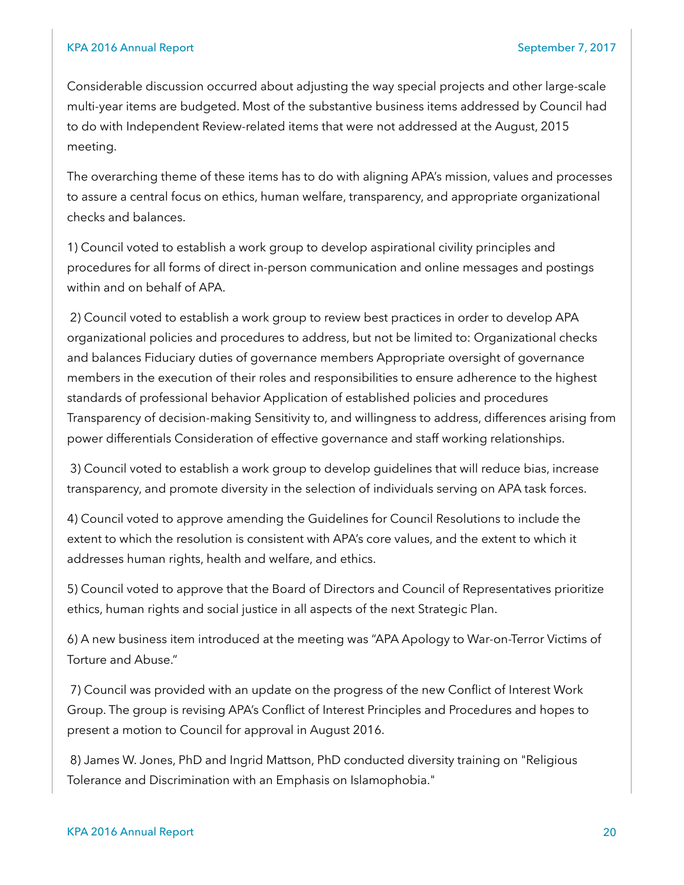Considerable discussion occurred about adjusting the way special projects and other large-scale multi-year items are budgeted. Most of the substantive business items addressed by Council had to do with Independent Review-related items that were not addressed at the August, 2015 meeting.

The overarching theme of these items has to do with aligning APA's mission, values and processes to assure a central focus on ethics, human welfare, transparency, and appropriate organizational checks and balances.

1) Council voted to establish a work group to develop aspirational civility principles and procedures for all forms of direct in-person communication and online messages and postings within and on behalf of APA.

2) Council voted to establish a work group to review best practices in order to develop APA organizational policies and procedures to address, but not be limited to: Organizational checks and balances Fiduciary duties of governance members Appropriate oversight of governance members in the execution of their roles and responsibilities to ensure adherence to the highest standards of professional behavior Application of established policies and procedures Transparency of decision-making Sensitivity to, and willingness to address, differences arising from power differentials Consideration of effective governance and staff working relationships.

3) Council voted to establish a work group to develop guidelines that will reduce bias, increase transparency, and promote diversity in the selection of individuals serving on APA task forces.

4) Council voted to approve amending the Guidelines for Council Resolutions to include the extent to which the resolution is consistent with APA's core values, and the extent to which it addresses human rights, health and welfare, and ethics.

5) Council voted to approve that the Board of Directors and Council of Representatives prioritize ethics, human rights and social justice in all aspects of the next Strategic Plan.

6) A new business item introduced at the meeting was "APA Apology to War-on-Terror Victims of Torture and Abuse."

7) Council was provided with an update on the progress of the new Conflict of Interest Work Group. The group is revising APA's Conflict of Interest Principles and Procedures and hopes to present a motion to Council for approval in August 2016.

8) James W. Jones, PhD and Ingrid Mattson, PhD conducted diversity training on "Religious Tolerance and Discrimination with an Emphasis on Islamophobia."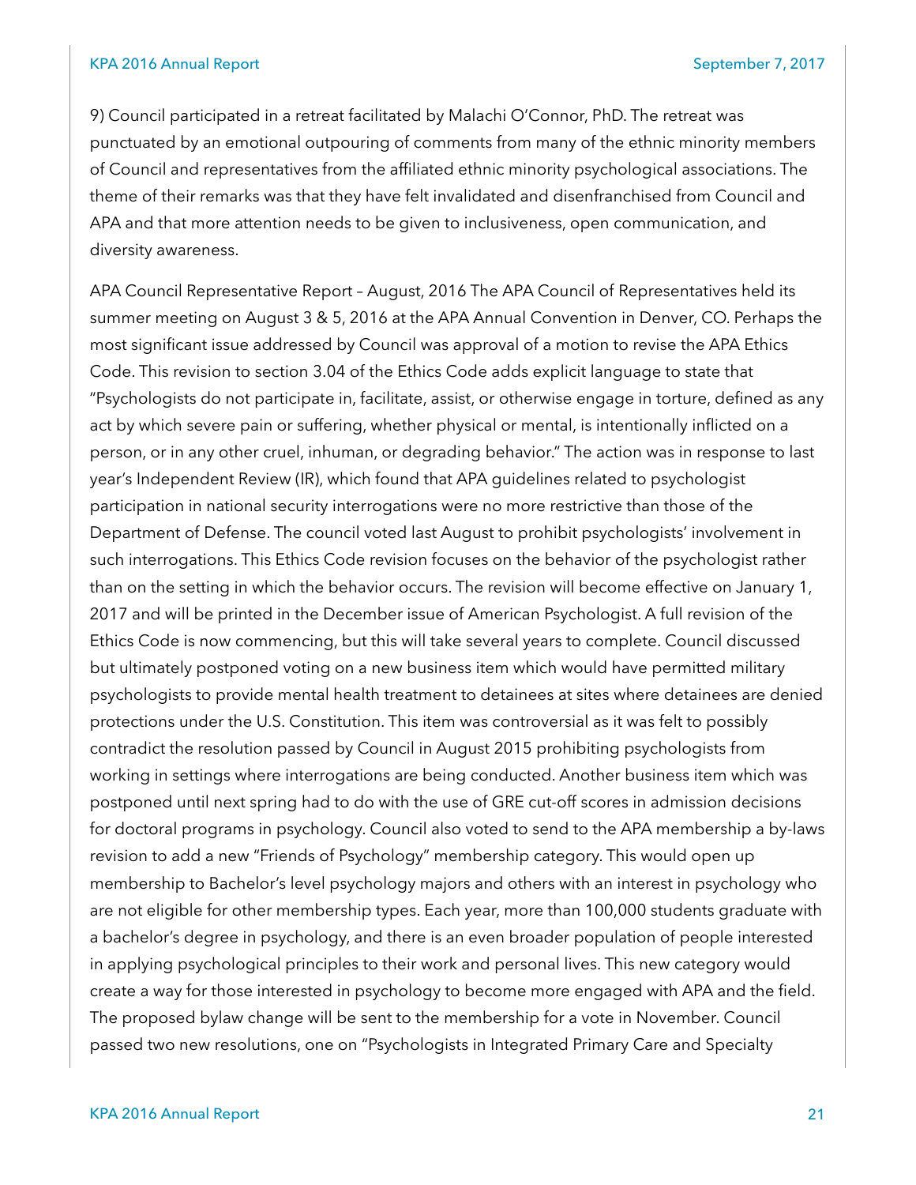9) Council participated in a retreat facilitated by Malachi O'Connor, PhD. The retreat was punctuated by an emotional outpouring of comments from many of the ethnic minority members of Council and representatives from the affiliated ethnic minority psychological associations. The theme of their remarks was that they have felt invalidated and disenfranchised from Council and APA and that more attention needs to be given to inclusiveness, open communication, and diversity awareness.

APA Council Representative Report – August, 2016 The APA Council of Representatives held its summer meeting on August 3 & 5, 2016 at the APA Annual Convention in Denver, CO. Perhaps the most significant issue addressed by Council was approval of a motion to revise the APA Ethics Code. This revision to section 3.04 of the Ethics Code adds explicit language to state that "Psychologists do not participate in, facilitate, assist, or otherwise engage in torture, defined as any act by which severe pain or suffering, whether physical or mental, is intentionally inflicted on a person, or in any other cruel, inhuman, or degrading behavior." The action was in response to last year's Independent Review (IR), which found that APA guidelines related to psychologist participation in national security interrogations were no more restrictive than those of the Department of Defense. The council voted last August to prohibit psychologists' involvement in such interrogations. This Ethics Code revision focuses on the behavior of the psychologist rather than on the setting in which the behavior occurs. The revision will become effective on January 1, 2017 and will be printed in the December issue of American Psychologist. A full revision of the Ethics Code is now commencing, but this will take several years to complete. Council discussed but ultimately postponed voting on a new business item which would have permitted military psychologists to provide mental health treatment to detainees at sites where detainees are denied protections under the U.S. Constitution. This item was controversial as it was felt to possibly contradict the resolution passed by Council in August 2015 prohibiting psychologists from working in settings where interrogations are being conducted. Another business item which was postponed until next spring had to do with the use of GRE cut-off scores in admission decisions for doctoral programs in psychology. Council also voted to send to the APA membership a by-laws revision to add a new "Friends of Psychology" membership category. This would open up membership to Bachelor's level psychology majors and others with an interest in psychology who are not eligible for other membership types. Each year, more than 100,000 students graduate with a bachelor's degree in psychology, and there is an even broader population of people interested in applying psychological principles to their work and personal lives. This new category would create a way for those interested in psychology to become more engaged with APA and the field. The proposed bylaw change will be sent to the membership for a vote in November. Council passed two new resolutions, one on "Psychologists in Integrated Primary Care and Specialty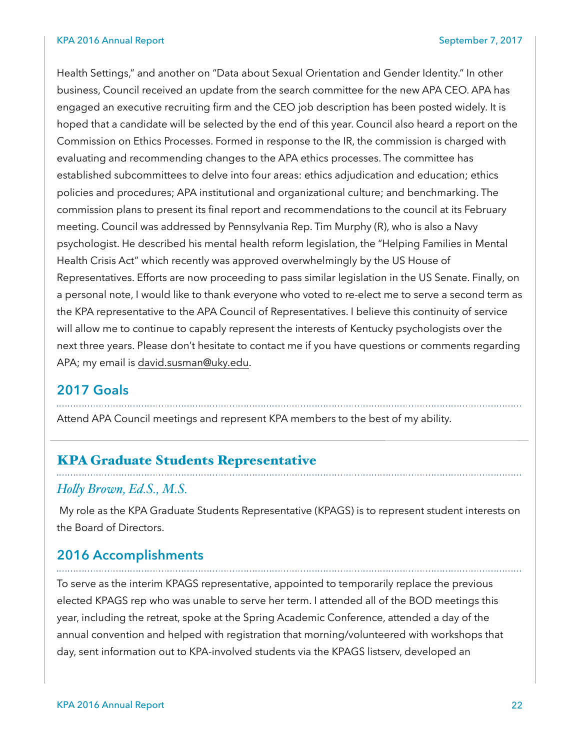Health Settings," and another on "Data about Sexual Orientation and Gender Identity." In other business, Council received an update from the search committee for the new APA CEO. APA has engaged an executive recruiting firm and the CEO job description has been posted widely. It is hoped that a candidate will be selected by the end of this year. Council also heard a report on the Commission on Ethics Processes. Formed in response to the IR, the commission is charged with evaluating and recommending changes to the APA ethics processes. The committee has established subcommittees to delve into four areas: ethics adjudication and education; ethics policies and procedures; APA institutional and organizational culture; and benchmarking. The commission plans to present its final report and recommendations to the council at its February meeting. Council was addressed by Pennsylvania Rep. Tim Murphy (R), who is also a Navy psychologist. He described his mental health reform legislation, the "Helping Families in Mental Health Crisis Act" which recently was approved overwhelmingly by the US House of Representatives. Efforts are now proceeding to pass similar legislation in the US Senate. Finally, on a personal note, I would like to thank everyone who voted to re-elect me to serve a second term as the KPA representative to the APA Council of Representatives. I believe this continuity of service will allow me to continue to capably represent the interests of Kentucky psychologists over the next three years. Please don't hesitate to contact me if you have questions or comments regarding APA; my email is david.susman@uky.edu.

### 2017 Goals

Attend APA Council meetings and represent KPA members to the best of my ability.

## KPA Graduate Students Representative

*Holly Brown, Ed.S., M.S.*

My role as the KPA Graduate Students Representative (KPAGS) is to represent student interests on the Board of Directors.

### 2016 Accomplishments

To serve as the interim KPAGS representative, appointed to temporarily replace the previous elected KPAGS rep who was unable to serve her term. I attended all of the BOD meetings this year, including the retreat, spoke at the Spring Academic Conference, attended a day of the annual convention and helped with registration that morning/volunteered with workshops that day, sent information out to KPA-involved students via the KPAGS listserv, developed an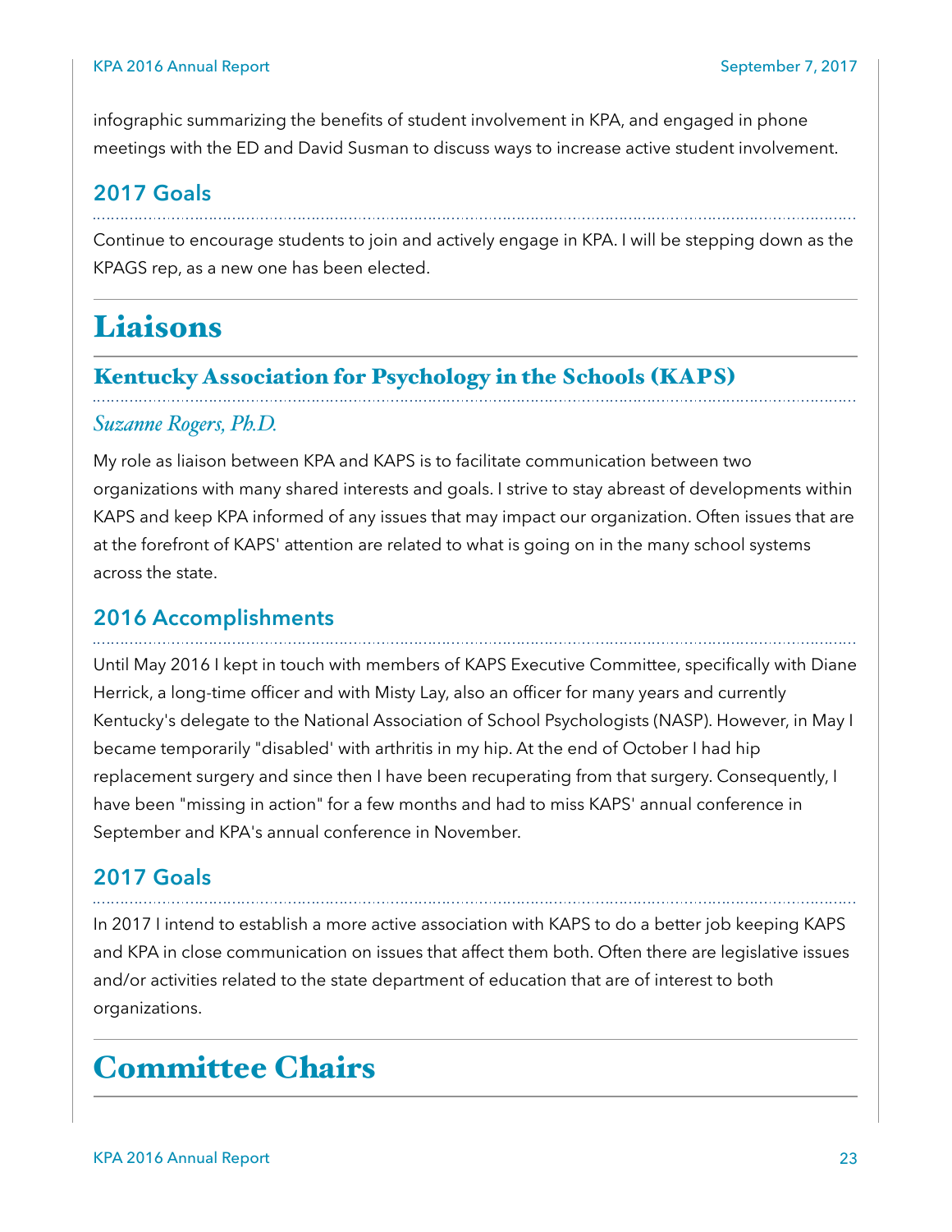infographic summarizing the benefits of student involvement in KPA, and engaged in phone meetings with the ED and David Susman to discuss ways to increase active student involvement.

### 2017 Goals

Continue to encourage students to join and actively engage in KPA. I will be stepping down as the KPAGS rep, as a new one has been elected.

# Liaisons

## Kentucky Association for Psychology in the Schools (KAPS)

*Suzanne Rogers, Ph.D.*

My role as liaison between KPA and KAPS is to facilitate communication between two organizations with many shared interests and goals. I strive to stay abreast of developments within KAPS and keep KPA informed of any issues that may impact our organization. Often issues that are at the forefront of KAPS' attention are related to what is going on in the many school systems across the state.

### 2016 Accomplishments

Until May 2016 I kept in touch with members of KAPS Executive Committee, specifically with Diane Herrick, a long-time officer and with Misty Lay, also an officer for many years and currently Kentucky's delegate to the National Association of School Psychologists (NASP). However, in May I became temporarily "disabled' with arthritis in my hip. At the end of October I had hip replacement surgery and since then I have been recuperating from that surgery. Consequently, I have been "missing in action" for a few months and had to miss KAPS' annual conference in September and KPA's annual conference in November.

### 2017 Goals

In 2017 I intend to establish a more active association with KAPS to do a better job keeping KAPS and KPA in close communication on issues that affect them both. Often there are legislative issues and/or activities related to the state department of education that are of interest to both organizations.

# Committee Chairs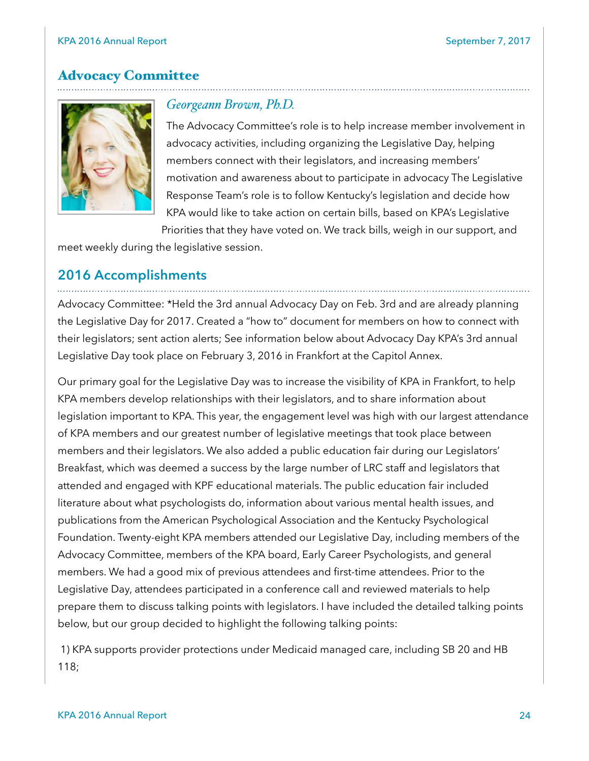## Advocacy Committee

*Georgeann Brown, Ph.D.*

The Advocacy Committee's role is to help increase member involvement in advocacy activities, including organizing the Legislative Day, helping members connect with their legislators, and increasing members' motivation and awareness about to participate in advocacy The Legislative Response Team's role is to follow Kentucky's legislation and decide how KPA would like to take action on certain bills, based on KPA's Legislative Priorities that they have voted on. We track bills, weigh in our support, and meet weekly during the legislative session.

## 2016 Accomplishments

Advocacy Committee: *Held the 3rd annual Advocacy Day on Feb. 3rd and are already planning the Legislative Day for 2017. Created a "how to" document for members on how to connect with their legislators; sent action alerts; See information below about Advocacy Day KPA's 3rd annual Legislative Day took place on February 3, 2016 in Frankfort at the Capitol Annex.

Our primary goal for the Legislative Day was to increase the visibility of KPA in Frankfort, to help KPA members develop relationships with their legislators, and to share information about legislation important to KPA. This year, the engagement level was high with our largest attendance of KPA members and our greatest number of legislative meetings that took place between members and their legislators. We also added a public education fair during our Legislators' Breakfast, which was deemed a success by the large number of LRC staff and legislators that attended and engaged with KPF educational materials. The public education fair included literature about what psychologists do, information about various mental health issues, and publications from the American Psychological Association and the Kentucky Psychological Foundation. Twenty-eight KPA members attended our Legislative Day, including members of the Advocacy Committee, members of the KPA board, Early Career Psychologists, and general members. We had a good mix of previous attendees and first-time attendees. Prior to the Legislative Day, attendees participated in a conference call and reviewed materials to help prepare them to discuss talking points with legislators. I have included the detailed talking points below, but our group decided to highlight the following talking points:

1) KPA supports provider protections under Medicaid managed care, including SB 20 and HB 118;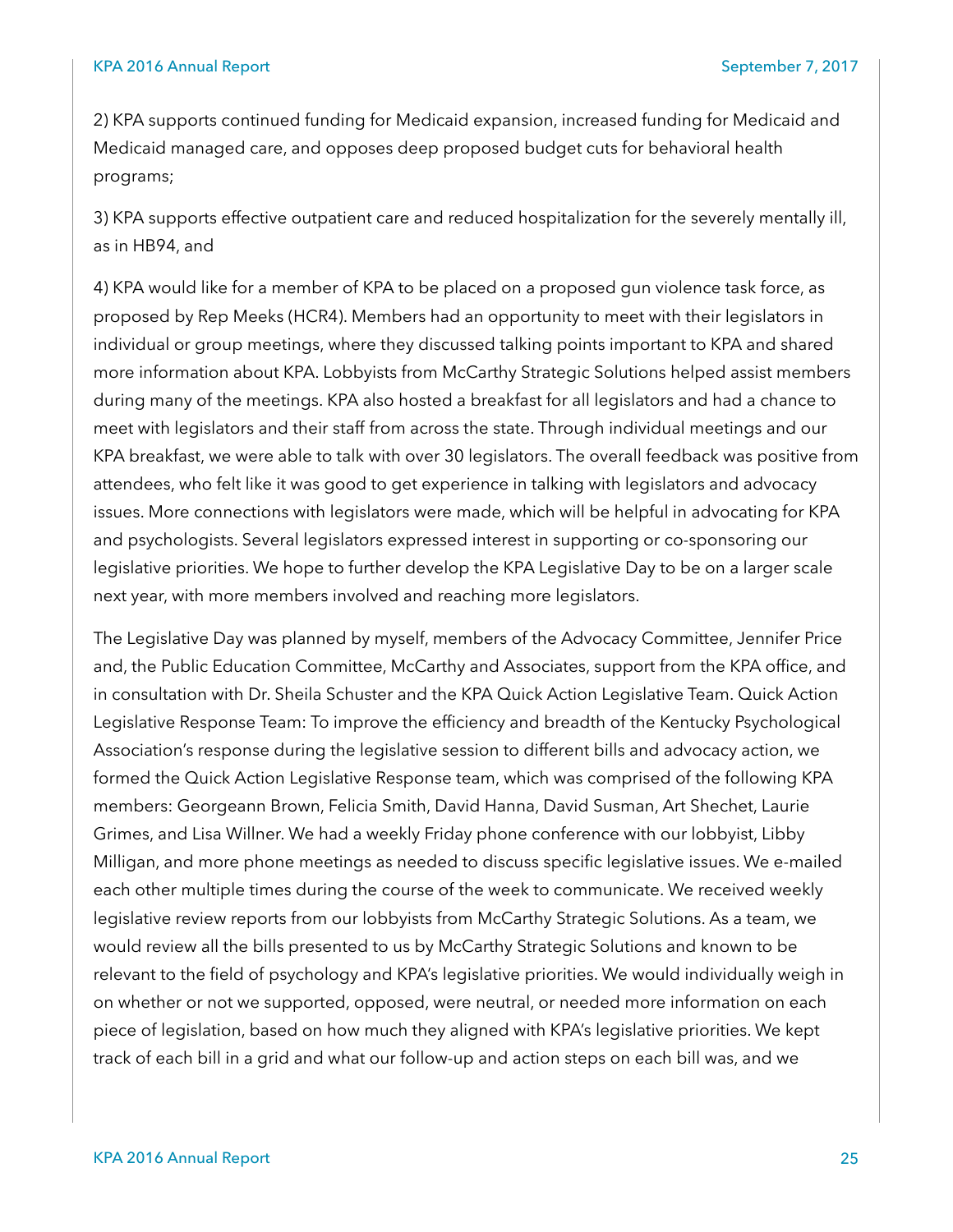2) KPA supports continued funding for Medicaid expansion, increased funding for Medicaid and Medicaid managed care, and opposes deep proposed budget cuts for behavioral health programs;

3) KPA supports effective outpatient care and reduced hospitalization for the severely mentally ill, as in HB94, and

4) KPA would like for a member of KPA to be placed on a proposed gun violence task force, as proposed by Rep Meeks (HCR4). Members had an opportunity to meet with their legislators in individual or group meetings, where they discussed talking points important to KPA and shared more information about KPA. Lobbyists from McCarthy Strategic Solutions helped assist members during many of the meetings. KPA also hosted a breakfast for all legislators and had a chance to meet with legislators and their staff from across the state. Through individual meetings and our KPA breakfast, we were able to talk with over 30 legislators. The overall feedback was positive from attendees, who felt like it was good to get experience in talking with legislators and advocacy issues. More connections with legislators were made, which will be helpful in advocating for KPA and psychologists. Several legislators expressed interest in supporting or co-sponsoring our legislative priorities. We hope to further develop the KPA Legislative Day to be on a larger scale next year, with more members involved and reaching more legislators.

The Legislative Day was planned by myself, members of the Advocacy Committee, Jennifer Price and, the Public Education Committee, McCarthy and Associates, support from the KPA office, and in consultation with Dr. Sheila Schuster and the KPA Quick Action Legislative Team. Quick Action Legislative Response Team: To improve the efficiency and breadth of the Kentucky Psychological Association's response during the legislative session to different bills and advocacy action, we formed the Quick Action Legislative Response team, which was comprised of the following KPA members: Georgeann Brown, Felicia Smith, David Hanna, David Susman, Art Shechet, Laurie Grimes, and Lisa Willner. We had a weekly Friday phone conference with our lobbyist, Libby Milligan, and more phone meetings as needed to discuss specific legislative issues. We e-mailed each other multiple times during the course of the week to communicate. We received weekly legislative review reports from our lobbyists from McCarthy Strategic Solutions. As a team, we would review all the bills presented to us by McCarthy Strategic Solutions and known to be relevant to the field of psychology and KPA's legislative priorities. We would individually weigh in on whether or not we supported, opposed, were neutral, or needed more information on each piece of legislation, based on how much they aligned with KPA's legislative priorities. We kept track of each bill in a grid and what our follow-up and action steps on each bill was, and we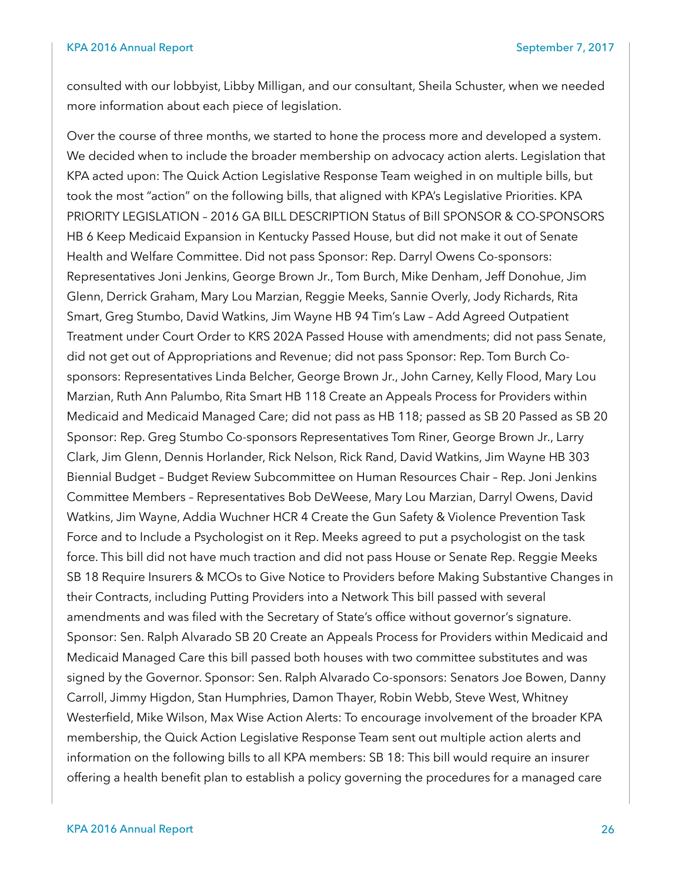consulted with our lobbyist, Libby Milligan, and our consultant, Sheila Schuster, when we needed more information about each piece of legislation.

Over the course of three months, we started to hone the process more and developed a system. We decided when to include the broader membership on advocacy action alerts. Legislation that KPA acted upon: The Quick Action Legislative Response Team weighed in on multiple bills, but took the most "action" on the following bills, that aligned with KPA's Legislative Priorities. KPA PRIORITY LEGISLATION – 2016 GA BILL DESCRIPTION Status of Bill SPONSOR & CO-SPONSORS HB 6 Keep Medicaid Expansion in Kentucky Passed House, but did not make it out of Senate Health and Welfare Committee. Did not pass Sponsor: Rep. Darryl Owens Co-sponsors: Representatives Joni Jenkins, George Brown Jr., Tom Burch, Mike Denham, Jeff Donohue, Jim Glenn, Derrick Graham, Mary Lou Marzian, Reggie Meeks, Sannie Overly, Jody Richards, Rita Smart, Greg Stumbo, David Watkins, Jim Wayne HB 94 Tim's Law – Add Agreed Outpatient Treatment under Court Order to KRS 202A Passed House with amendments; did not pass Senate, did not get out of Appropriations and Revenue; did not pass Sponsor: Rep. Tom Burch Co-sponsors: Representatives Linda Belcher, George Brown Jr., John Carney, Kelly Flood, Mary Lou Marzian, Ruth Ann Palumbo, Rita Smart HB 118 Create an Appeals Process for Providers within Medicaid and Medicaid Managed Care; did not pass as HB 118; passed as SB 20 Passed as SB 20 Sponsor: Rep. Greg Stumbo Co-sponsors Representatives Tom Riner, George Brown Jr., Larry Clark, Jim Glenn, Dennis Horlander, Rick Nelson, Rick Rand, David Watkins, Jim Wayne HB 303 Biennial Budget – Budget Review Subcommittee on Human Resources Chair – Rep. Joni Jenkins Committee Members – Representatives Bob DeWeese, Mary Lou Marzian, Darryl Owens, David Watkins, Jim Wayne, Addia Wuchner HCR 4 Create the Gun Safety & Violence Prevention Task Force and to Include a Psychologist on it Rep. Meeks agreed to put a psychologist on the task force. This bill did not have much traction and did not pass House or Senate Rep. Reggie Meeks SB 18 Require Insurers & MCOs to Give Notice to Providers before Making Substantive Changes in their Contracts, including Putting Providers into a Network This bill passed with several amendments and was filed with the Secretary of State's office without governor's signature. Sponsor: Sen. Ralph Alvarado SB 20 Create an Appeals Process for Providers within Medicaid and Medicaid Managed Care this bill passed both houses with two committee substitutes and was signed by the Governor. Sponsor: Sen. Ralph Alvarado Co-sponsors: Senators Joe Bowen, Danny Carroll, Jimmy Higdon, Stan Humphries, Damon Thayer, Robin Webb, Steve West, Whitney Westerfield, Mike Wilson, Max Wise Action Alerts: To encourage involvement of the broader KPA membership, the Quick Action Legislative Response Team sent out multiple action alerts and information on the following bills to all KPA members: SB 18: This bill would require an insurer offering a health benefit plan to establish a policy governing the procedures for a managed care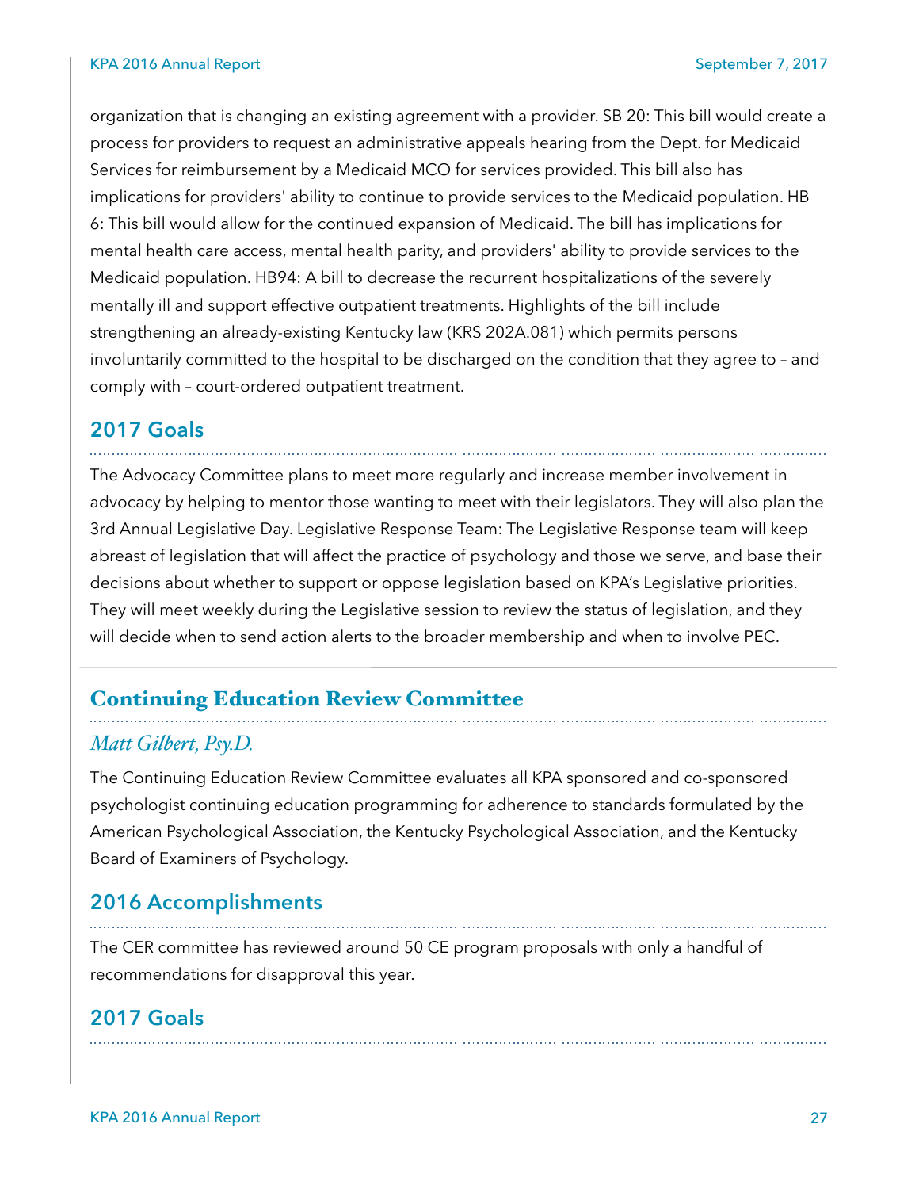organization that is changing an existing agreement with a provider. SB 20: This bill would create a process for providers to request an administrative appeals hearing from the Dept. for Medicaid Services for reimbursement by a Medicaid MCO for services provided. This bill also has implications for providers' ability to continue to provide services to the Medicaid population. HB 6: This bill would allow for the continued expansion of Medicaid. The bill has implications for mental health care access, mental health parity, and providers' ability to provide services to the Medicaid population. HB94: A bill to decrease the recurrent hospitalizations of the severely mentally ill and support effective outpatient treatments. Highlights of the bill include strengthening an already-existing Kentucky law (KRS 202A.081) which permits persons involuntarily committed to the hospital to be discharged on the condition that they agree to – and comply with – court-ordered outpatient treatment.

### 2017 Goals

The Advocacy Committee plans to meet more regularly and increase member involvement in advocacy by helping to mentor those wanting to meet with their legislators. They will also plan the 3rd Annual Legislative Day. Legislative Response Team: The Legislative Response team will keep abreast of legislation that will affect the practice of psychology and those we serve, and base their decisions about whether to support or oppose legislation based on KPA's Legislative priorities. They will meet weekly during the Legislative session to review the status of legislation, and they will decide when to send action alerts to the broader membership and when to involve PEC.

## Continuing Education Review Committee

*Matt Gilbert, Psy.D.*

The Continuing Education Review Committee evaluates all KPA sponsored and co-sponsored psychologist continuing education programming for adherence to standards formulated by the American Psychological Association, the Kentucky Psychological Association, and the Kentucky Board of Examiners of Psychology.

### 2016 Accomplishments

The CER committee has reviewed around 50 CE program proposals with only a handful of recommendations for disapproval this year.

### 2017 Goals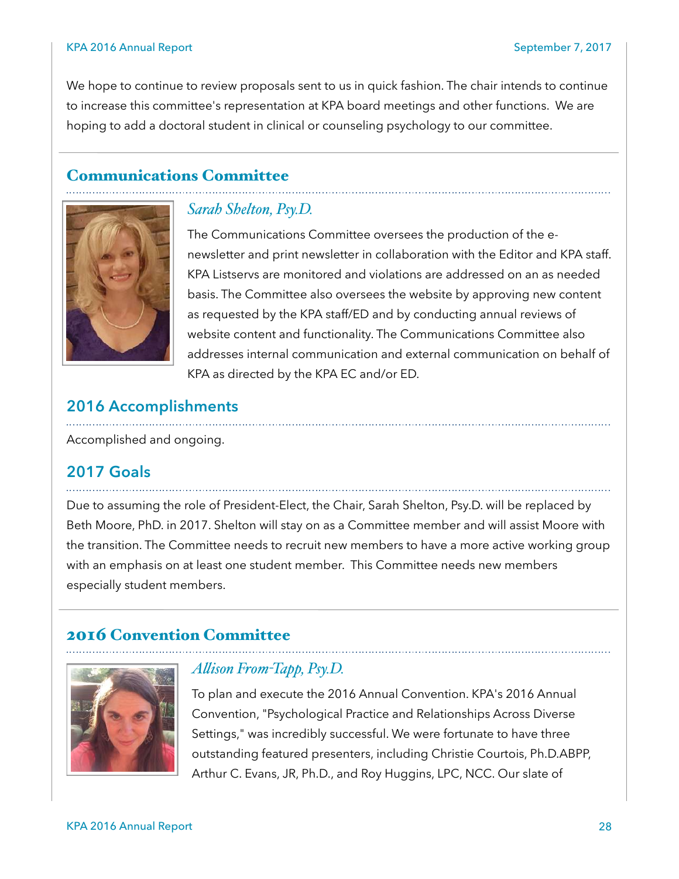We hope to continue to review proposals sent to us in quick fashion. The chair intends to continue to increase this committee's representation at KPA board meetings and other functions. We are hoping to add a doctoral student in clinical or counseling psychology to our committee.

## Communications Committee

*Sarah Shelton, Psy.D.*

The Communications Committee oversees the production of the e-newsletter and print newsletter in collaboration with the Editor and KPA staff. KPA Listservs are monitored and violations are addressed on an as needed basis. The Committee also oversees the website by approving new content as requested by the KPA staff/ED and by conducting annual reviews of website content and functionality. The Communications Committee also addresses internal communication and external communication on behalf of KPA as directed by the KPA EC and/or ED.

### 2016 Accomplishments

Accomplished and ongoing.

### 2017 Goals

Due to assuming the role of President-Elect, the Chair, Sarah Shelton, Psy.D. will be replaced by Beth Moore, PhD. in 2017. Shelton will stay on as a Committee member and will assist Moore with the transition. The Committee needs to recruit new members to have a more active working group with an emphasis on at least one student member. This Committee needs new members especially student members.

## 2016 Convention Committee

*Allison From-Tapp, Psy.D.*

To plan and execute the 2016 Annual Convention. KPA's 2016 Annual Convention, "Psychological Practice and Relationships Across Diverse Settings," was incredibly successful. We were fortunate to have three outstanding featured presenters, including Christie Courtois, Ph.D.ABPP, Arthur C. Evans, JR, Ph.D., and Roy Huggins, LPC, NCC. Our slate of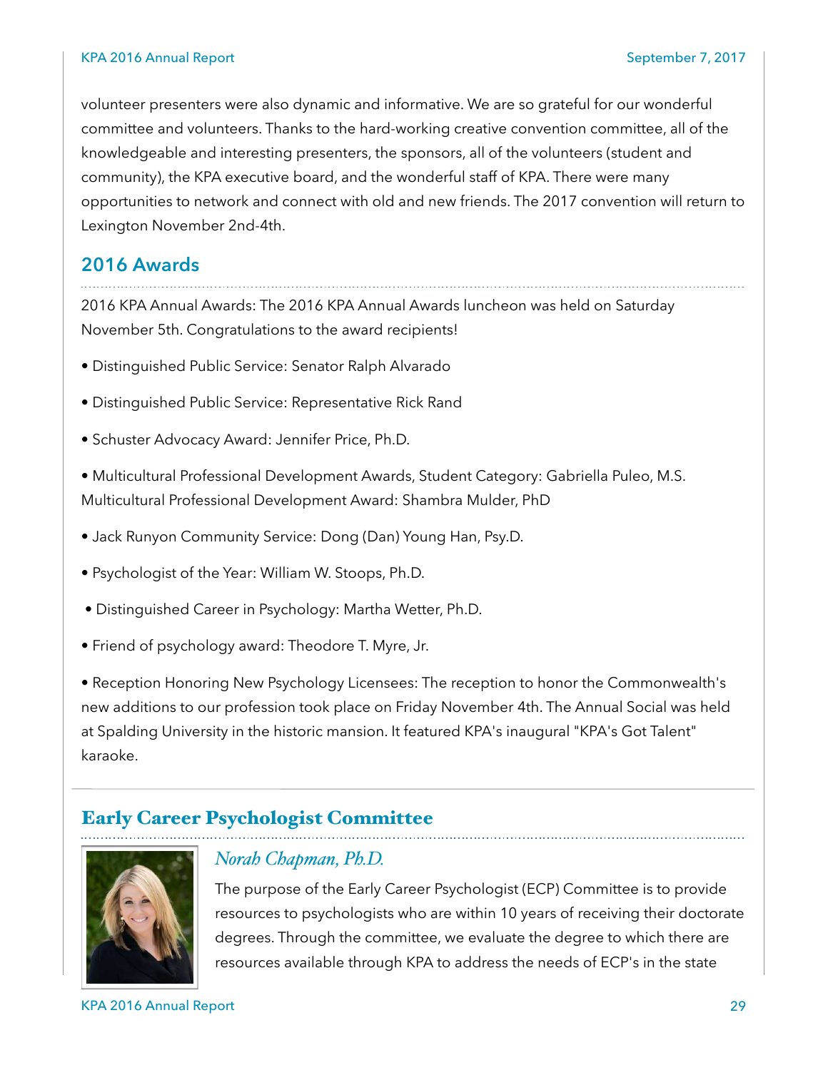volunteer presenters were also dynamic and informative. We are so grateful for our wonderful committee and volunteers. Thanks to the hard-working creative convention committee, all of the knowledgeable and interesting presenters, the sponsors, all of the volunteers (student and community), the KPA executive board, and the wonderful staff of KPA. There were many opportunities to network and connect with old and new friends. The 2017 convention will return to Lexington November 2nd-4th.

## 2016 Awards

2016 KPA Annual Awards: The 2016 KPA Annual Awards luncheon was held on Saturday November 5th. Congratulations to the award recipients!

- Distinguished Public Service: Senator Ralph Alvarado
- Distinguished Public Service: Representative Rick Rand
- Schuster Advocacy Award: Jennifer Price, Ph.D.
- Multicultural Professional Development Awards, Student Category: Gabriella Puleo, M.S. Multicultural Professional Development Award: Shambra Mulder, PhD
- Jack Runyon Community Service: Dong (Dan) Young Han, Psy.D.
- Psychologist of the Year: William W. Stoops, Ph.D.
- Distinguished Career in Psychology: Martha Wetter, Ph.D.
- Friend of psychology award: Theodore T. Myre, Jr.
- Reception Honoring New Psychology Licensees: The reception to honor the Commonwealth's new additions to our profession took place on Friday November 4th. The Annual Social was held at Spalding University in the historic mansion. It featured KPA's inaugural "KPA's Got Talent" karaoke.

## Early Career Psychologist Committee

*Norah Chapman, Ph.D.*

The purpose of the Early Career Psychologist (ECP) Committee is to provide resources to psychologists who are within 10 years of receiving their doctorate degrees. Through the committee, we evaluate the degree to which there are resources available through KPA to address the needs of ECP's in the state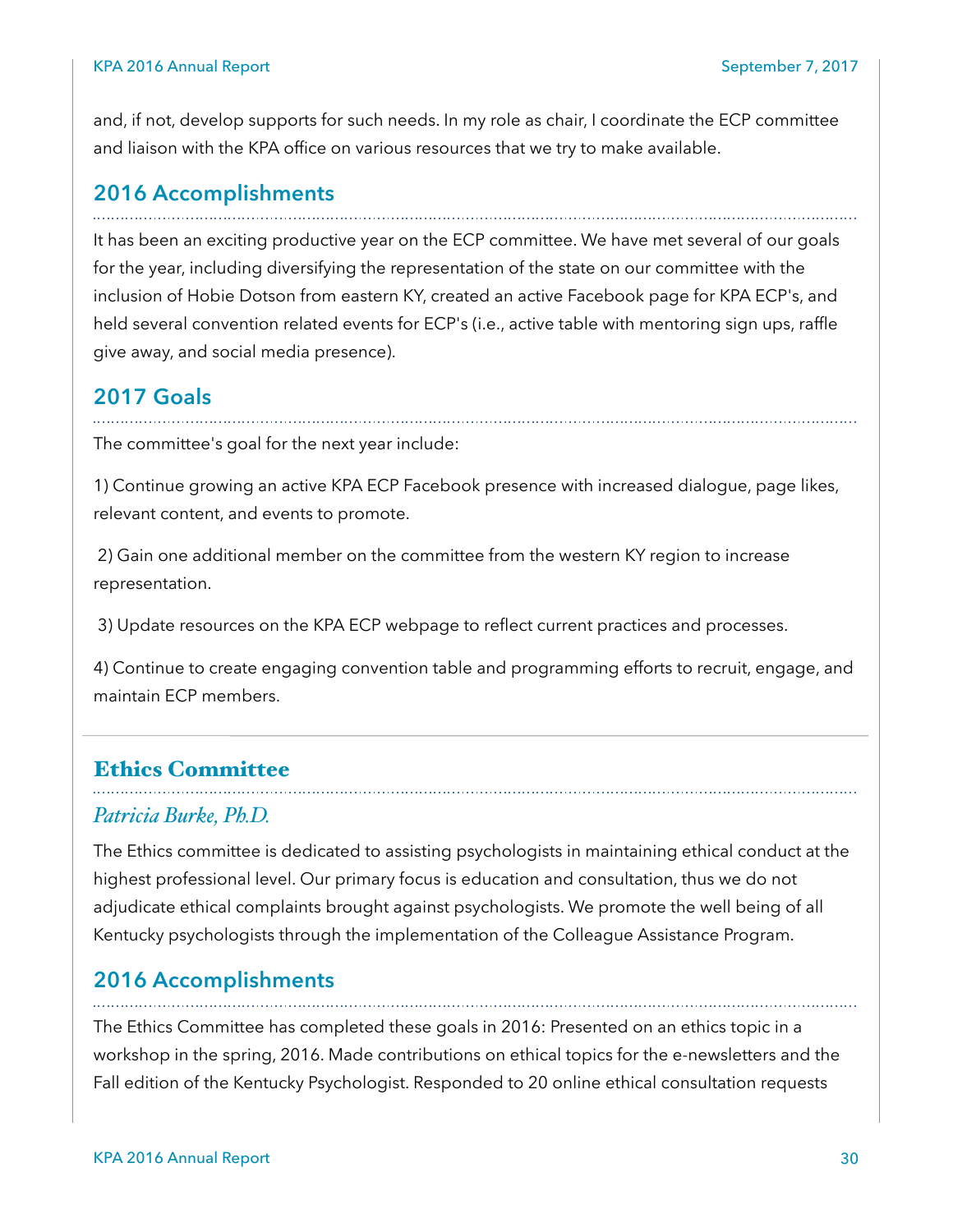and, if not, develop supports for such needs. In my role as chair, I coordinate the ECP committee and liaison with the KPA office on various resources that we try to make available.

## 2016 Accomplishments

It has been an exciting productive year on the ECP committee. We have met several of our goals for the year, including diversifying the representation of the state on our committee with the inclusion of Hobie Dotson from eastern KY, created an active Facebook page for KPA ECP's, and held several convention related events for ECP's (i.e., active table with mentoring sign ups, raffle give away, and social media presence).

## 2017 Goals

The committee's goal for the next year include:

1) Continue growing an active KPA ECP Facebook presence with increased dialogue, page likes, relevant content, and events to promote.

2) Gain one additional member on the committee from the western KY region to increase representation.

3) Update resources on the KPA ECP webpage to reflect current practices and processes.

4) Continue to create engaging convention table and programming efforts to recruit, engage, and maintain ECP members.

---

# Ethics Committee

### *Patricia Burke, Ph.D.*

The Ethics committee is dedicated to assisting psychologists in maintaining ethical conduct at the highest professional level. Our primary focus is education and consultation, thus we do not adjudicate ethical complaints brought against psychologists. We promote the well being of all Kentucky psychologists through the implementation of the Colleague Assistance Program.

## 2016 Accomplishments

The Ethics Committee has completed these goals in 2016: Presented on an ethics topic in a workshop in the spring, 2016. Made contributions on ethical topics for the e-newsletters and the Fall edition of the Kentucky Psychologist. Responded to 20 online ethical consultation requests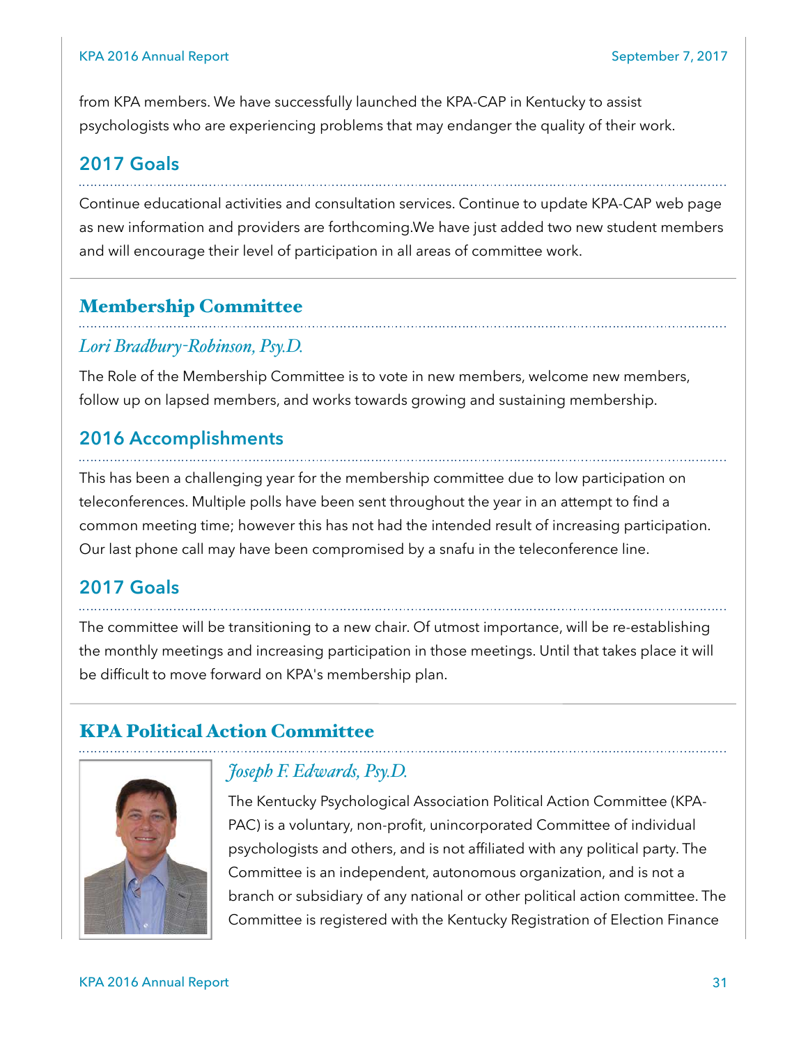from KPA members. We have successfully launched the KPA-CAP in Kentucky to assist psychologists who are experiencing problems that may endanger the quality of their work.

### 2017 Goals

Continue educational activities and consultation services. Continue to update KPA-CAP web page as new information and providers are forthcoming.We have just added two new student members and will encourage their level of participation in all areas of committee work.

## Membership Committee

*Lori Bradbury-Robinson, Psy.D.*

The Role of the Membership Committee is to vote in new members, welcome new members, follow up on lapsed members, and works towards growing and sustaining membership.

### 2016 Accomplishments

This has been a challenging year for the membership committee due to low participation on teleconferences. Multiple polls have been sent throughout the year in an attempt to find a common meeting time; however this has not had the intended result of increasing participation. Our last phone call may have been compromised by a snafu in the teleconference line.

### 2017 Goals

The committee will be transitioning to a new chair. Of utmost importance, will be re-establishing the monthly meetings and increasing participation in those meetings. Until that takes place it will be difficult to move forward on KPA's membership plan.

## KPA Political Action Committee

*Joseph F. Edwards, Psy.D.*

The Kentucky Psychological Association Political Action Committee (KPA-PAC) is a voluntary, non-profit, unincorporated Committee of individual psychologists and others, and is not affiliated with any political party. The Committee is an independent, autonomous organization, and is not a branch or subsidiary of any national or other political action committee. The Committee is registered with the Kentucky Registration of Election Finance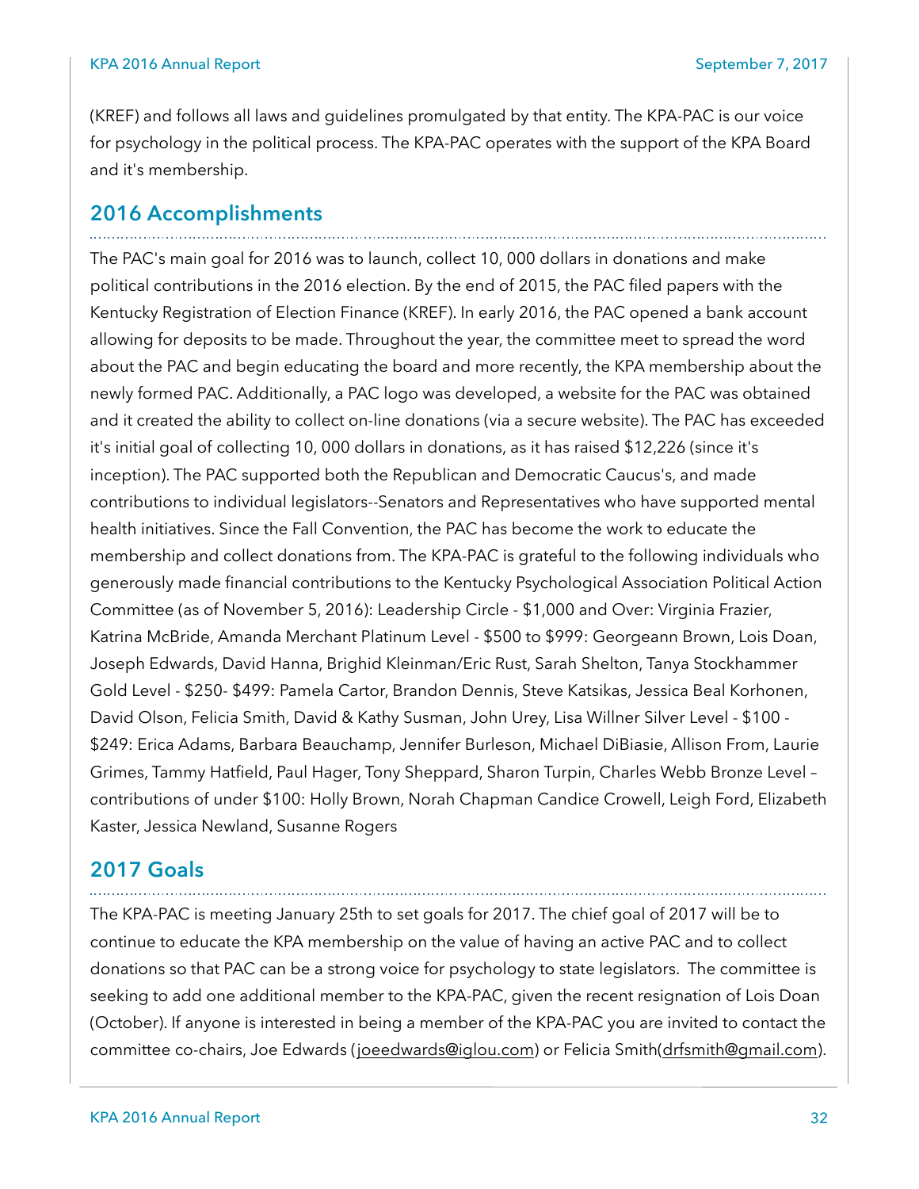(KREF) and follows all laws and guidelines promulgated by that entity. The KPA-PAC is our voice for psychology in the political process. The KPA-PAC operates with the support of the KPA Board and it's membership.

## 2016 Accomplishments

The PAC's main goal for 2016 was to launch, collect 10, 000 dollars in donations and make political contributions in the 2016 election. By the end of 2015, the PAC filed papers with the Kentucky Registration of Election Finance (KREF). In early 2016, the PAC opened a bank account allowing for deposits to be made. Throughout the year, the committee meet to spread the word about the PAC and begin educating the board and more recently, the KPA membership about the newly formed PAC. Additionally, a PAC logo was developed, a website for the PAC was obtained and it created the ability to collect on-line donations (via a secure website). The PAC has exceeded it's initial goal of collecting 10, 000 dollars in donations, as it has raised $12,226 (since it's inception). The PAC supported both the Republican and Democratic Caucus's, and made contributions to individual legislators--Senators and Representatives who have supported mental health initiatives. Since the Fall Convention, the PAC has become the work to educate the membership and collect donations from. The KPA-PAC is grateful to the following individuals who generously made financial contributions to the Kentucky Psychological Association Political Action Committee (as of November 5, 2016): Leadership Circle - $1,000 and Over: Virginia Frazier, Katrina McBride, Amanda Merchant Platinum Level - $500 to $999: Georgeann Brown, Lois Doan, Joseph Edwards, David Hanna, Brighid Kleinman/Eric Rust, Sarah Shelton, Tanya Stockhammer Gold Level - $250- $499: Pamela Cartor, Brandon Dennis, Steve Katsikas, Jessica Beal Korhonen, David Olson, Felicia Smith, David & Kathy Susman, John Urey, Lisa Willner Silver Level - $100 - $249: Erica Adams, Barbara Beauchamp, Jennifer Burleson, Michael DiBiasie, Allison From, Laurie Grimes, Tammy Hatfield, Paul Hager, Tony Sheppard, Sharon Turpin, Charles Webb Bronze Level – contributions of under $100: Holly Brown, Norah Chapman Candice Crowell, Leigh Ford, Elizabeth Kaster, Jessica Newland, Susanne Rogers

## 2017 Goals

The KPA-PAC is meeting January 25th to set goals for 2017. The chief goal of 2017 will be to continue to educate the KPA membership on the value of having an active PAC and to collect donations so that PAC can be a strong voice for psychology to state legislators. The committee is seeking to add one additional member to the KPA-PAC, given the recent resignation of Lois Doan (October). If anyone is interested in being a member of the KPA-PAC you are invited to contact the committee co-chairs, Joe Edwards (joeedwards@iglou.com) or Felicia Smith(drfsmith@gmail.com).